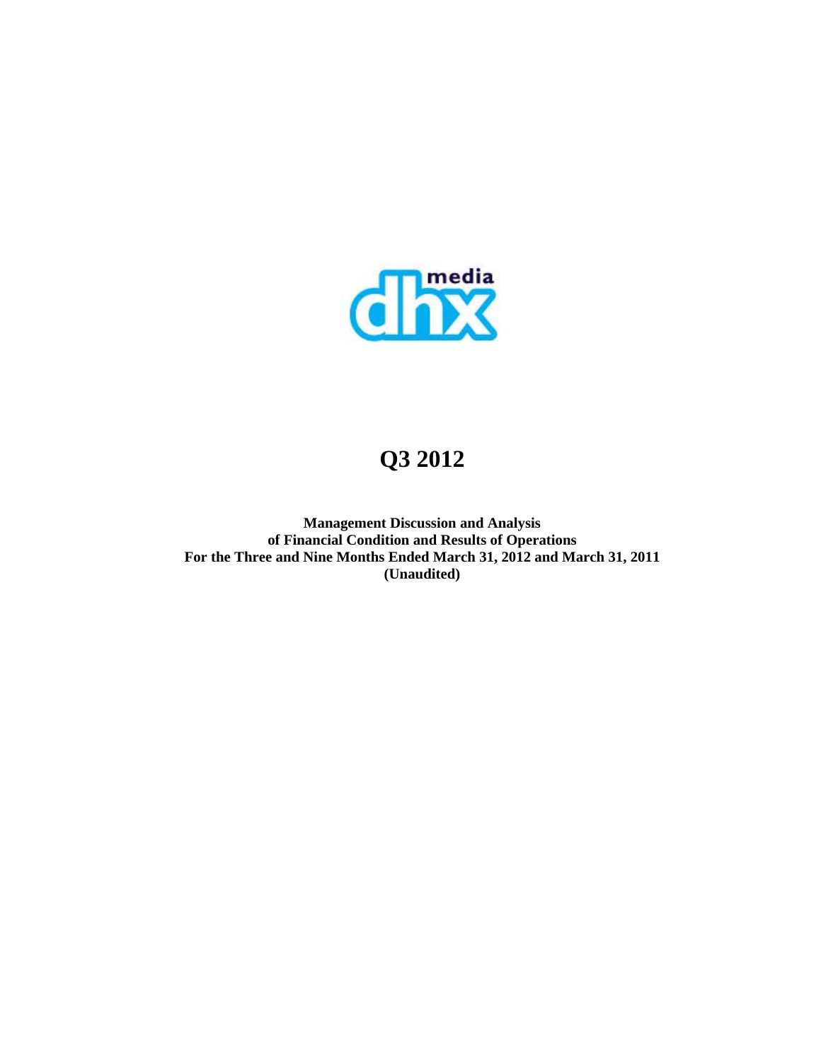# Q3 2012

**Management Discussion and Analysis**
**of Financial Condition and Results of Operations**
**For the Three and Nine Months Ended March 31, 2012 and March 31, 2011**
**(Unaudited)**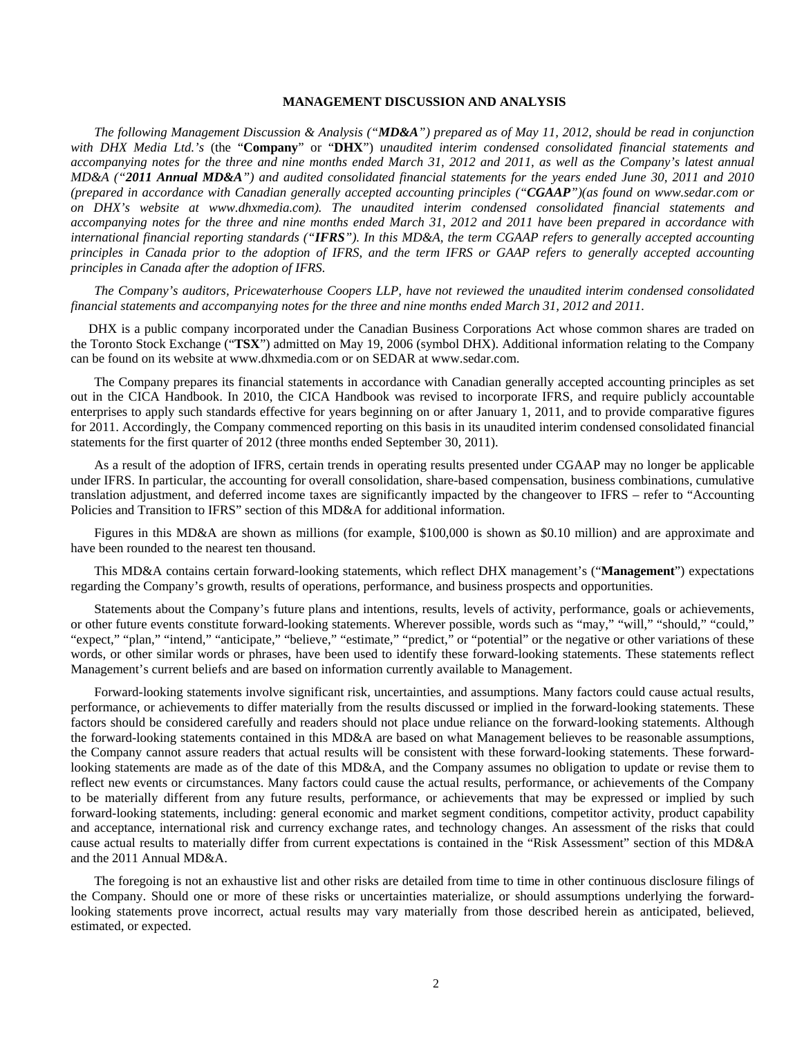## MANAGEMENT DISCUSSION AND ANALYSIS

*The following Management Discussion & Analysis ("**MD&A**") prepared as of May 11, 2012, should be read in conjunction with DHX Media Ltd.'s* (the "**Company**" or "**DHX**") *unaudited interim condensed consolidated financial statements and accompanying notes for the three and nine months ended March 31, 2012 and 2011, as well as the Company's latest annual MD&A ("**2011 Annual MD&A**") and audited consolidated financial statements for the years ended June 30, 2011 and 2010 (prepared in accordance with Canadian generally accepted accounting principles ("**CGAAP**")(as found on www.sedar.com or on DHX's website at www.dhxmedia.com). The unaudited interim condensed consolidated financial statements and accompanying notes for the three and nine months ended March 31, 2012 and 2011 have been prepared in accordance with international financial reporting standards ("**IFRS**"). In this MD&A, the term CGAAP refers to generally accepted accounting principles in Canada prior to the adoption of IFRS, and the term IFRS or GAAP refers to generally accepted accounting principles in Canada after the adoption of IFRS.*

*The Company's auditors, Pricewaterhouse Coopers LLP, have not reviewed the unaudited interim condensed consolidated financial statements and accompanying notes for the three and nine months ended March 31, 2012 and 2011.*

DHX is a public company incorporated under the Canadian Business Corporations Act whose common shares are traded on the Toronto Stock Exchange ("**TSX**") admitted on May 19, 2006 (symbol DHX). Additional information relating to the Company can be found on its website at www.dhxmedia.com or on SEDAR at www.sedar.com.

The Company prepares its financial statements in accordance with Canadian generally accepted accounting principles as set out in the CICA Handbook. In 2010, the CICA Handbook was revised to incorporate IFRS, and require publicly accountable enterprises to apply such standards effective for years beginning on or after January 1, 2011, and to provide comparative figures for 2011. Accordingly, the Company commenced reporting on this basis in its unaudited interim condensed consolidated financial statements for the first quarter of 2012 (three months ended September 30, 2011).

As a result of the adoption of IFRS, certain trends in operating results presented under CGAAP may no longer be applicable under IFRS. In particular, the accounting for overall consolidation, share-based compensation, business combinations, cumulative translation adjustment, and deferred income taxes are significantly impacted by the changeover to IFRS – refer to "Accounting Policies and Transition to IFRS" section of this MD&A for additional information.

Figures in this MD&A are shown as millions (for example, $100,000 is shown as $0.10 million) and are approximate and have been rounded to the nearest ten thousand.

This MD&A contains certain forward-looking statements, which reflect DHX management's ("**Management**") expectations regarding the Company's growth, results of operations, performance, and business prospects and opportunities.

Statements about the Company's future plans and intentions, results, levels of activity, performance, goals or achievements, or other future events constitute forward-looking statements. Wherever possible, words such as "may," "will," "should," "could," "expect," "plan," "intend," "anticipate," "believe," "estimate," "predict," or "potential" or the negative or other variations of these words, or other similar words or phrases, have been used to identify these forward-looking statements. These statements reflect Management's current beliefs and are based on information currently available to Management.

Forward-looking statements involve significant risk, uncertainties, and assumptions. Many factors could cause actual results, performance, or achievements to differ materially from the results discussed or implied in the forward-looking statements. These factors should be considered carefully and readers should not place undue reliance on the forward-looking statements. Although the forward-looking statements contained in this MD&A are based on what Management believes to be reasonable assumptions, the Company cannot assure readers that actual results will be consistent with these forward-looking statements. These forward-looking statements are made as of the date of this MD&A, and the Company assumes no obligation to update or revise them to reflect new events or circumstances. Many factors could cause the actual results, performance, or achievements of the Company to be materially different from any future results, performance, or achievements that may be expressed or implied by such forward-looking statements, including: general economic and market segment conditions, competitor activity, product capability and acceptance, international risk and currency exchange rates, and technology changes. An assessment of the risks that could cause actual results to materially differ from current expectations is contained in the "Risk Assessment" section of this MD&A and the 2011 Annual MD&A.

The foregoing is not an exhaustive list and other risks are detailed from time to time in other continuous disclosure filings of the Company. Should one or more of these risks or uncertainties materialize, or should assumptions underlying the forward-looking statements prove incorrect, actual results may vary materially from those described herein as anticipated, believed, estimated, or expected.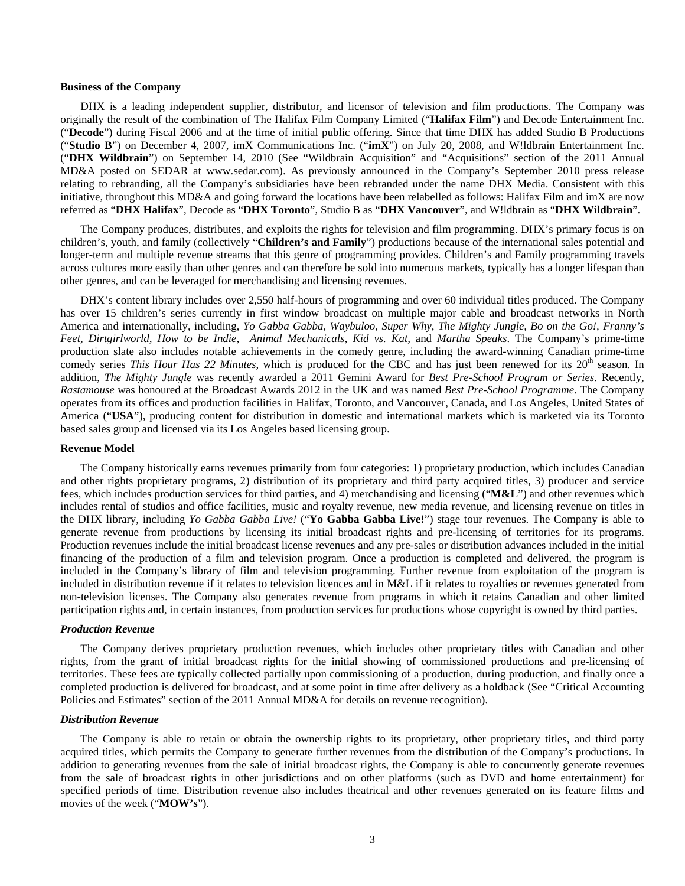**Business of the Company**

DHX is a leading independent supplier, distributor, and licensor of television and film productions. The Company was originally the result of the combination of The Halifax Film Company Limited ("**Halifax Film**") and Decode Entertainment Inc. ("**Decode**") during Fiscal 2006 and at the time of initial public offering. Since that time DHX has added Studio B Productions ("**Studio B**") on December 4, 2007, imX Communications Inc. ("**imX**") on July 20, 2008, and W!ldbrain Entertainment Inc. ("**DHX Wildbrain**") on September 14, 2010 (See "Wildbrain Acquisition" and "Acquisitions" section of the 2011 Annual MD&A posted on SEDAR at www.sedar.com). As previously announced in the Company's September 2010 press release relating to rebranding, all the Company's subsidiaries have been rebranded under the name DHX Media. Consistent with this initiative, throughout this MD&A and going forward the locations have been relabelled as follows: Halifax Film and imX are now referred as "**DHX Halifax**", Decode as "**DHX Toronto**", Studio B as "**DHX Vancouver**", and W!ldbrain as "**DHX Wildbrain**".

The Company produces, distributes, and exploits the rights for television and film programming. DHX's primary focus is on children's, youth, and family (collectively "**Children's and Family**") productions because of the international sales potential and longer-term and multiple revenue streams that this genre of programming provides. Children's and Family programming travels across cultures more easily than other genres and can therefore be sold into numerous markets, typically has a longer lifespan than other genres, and can be leveraged for merchandising and licensing revenues.

DHX's content library includes over 2,550 half-hours of programming and over 60 individual titles produced. The Company has over 15 children's series currently in first window broadcast on multiple major cable and broadcast networks in North America and internationally, including, *Yo Gabba Gabba, Waybuloo, Super Why, The Mighty Jungle, Bo on the Go!, Franny's Feet, Dirtgirlworld, How to be Indie, Animal Mechanicals, Kid vs. Kat,* and *Martha Speaks*. The Company's prime-time production slate also includes notable achievements in the comedy genre, including the award-winning Canadian prime-time comedy series *This Hour Has 22 Minutes,* which is produced for the CBC and has just been renewed for its 20th season. In addition, *The Mighty Jungle* was recently awarded a 2011 Gemini Award for *Best Pre-School Program or Series*. Recently, *Rastamouse* was honoured at the Broadcast Awards 2012 in the UK and was named *Best Pre-School Programme*. The Company operates from its offices and production facilities in Halifax, Toronto, and Vancouver, Canada, and Los Angeles, United States of America ("**USA**"), producing content for distribution in domestic and international markets which is marketed via its Toronto based sales group and licensed via its Los Angeles based licensing group.

**Revenue Model**

The Company historically earns revenues primarily from four categories: 1) proprietary production, which includes Canadian and other rights proprietary programs, 2) distribution of its proprietary and third party acquired titles, 3) producer and service fees, which includes production services for third parties, and 4) merchandising and licensing ("**M&L**") and other revenues which includes rental of studios and office facilities, music and royalty revenue, new media revenue, and licensing revenue on titles in the DHX library, including *Yo Gabba Gabba Live!* ("**Yo Gabba Gabba Live!**") stage tour revenues. The Company is able to generate revenue from productions by licensing its initial broadcast rights and pre-licensing of territories for its programs. Production revenues include the initial broadcast license revenues and any pre-sales or distribution advances included in the initial financing of the production of a film and television program. Once a production is completed and delivered, the program is included in the Company's library of film and television programming. Further revenue from exploitation of the program is included in distribution revenue if it relates to television licences and in M&L if it relates to royalties or revenues generated from non-television licenses. The Company also generates revenue from programs in which it retains Canadian and other limited participation rights and, in certain instances, from production services for productions whose copyright is owned by third parties.

***Production Revenue***

The Company derives proprietary production revenues, which includes other proprietary titles with Canadian and other rights, from the grant of initial broadcast rights for the initial showing of commissioned productions and pre-licensing of territories. These fees are typically collected partially upon commissioning of a production, during production, and finally once a completed production is delivered for broadcast, and at some point in time after delivery as a holdback (See "Critical Accounting Policies and Estimates" section of the 2011 Annual MD&A for details on revenue recognition).

***Distribution Revenue***

The Company is able to retain or obtain the ownership rights to its proprietary, other proprietary titles, and third party acquired titles, which permits the Company to generate further revenues from the distribution of the Company's productions. In addition to generating revenues from the sale of initial broadcast rights, the Company is able to concurrently generate revenues from the sale of broadcast rights in other jurisdictions and on other platforms (such as DVD and home entertainment) for specified periods of time. Distribution revenue also includes theatrical and other revenues generated on its feature films and movies of the week ("**MOW's**").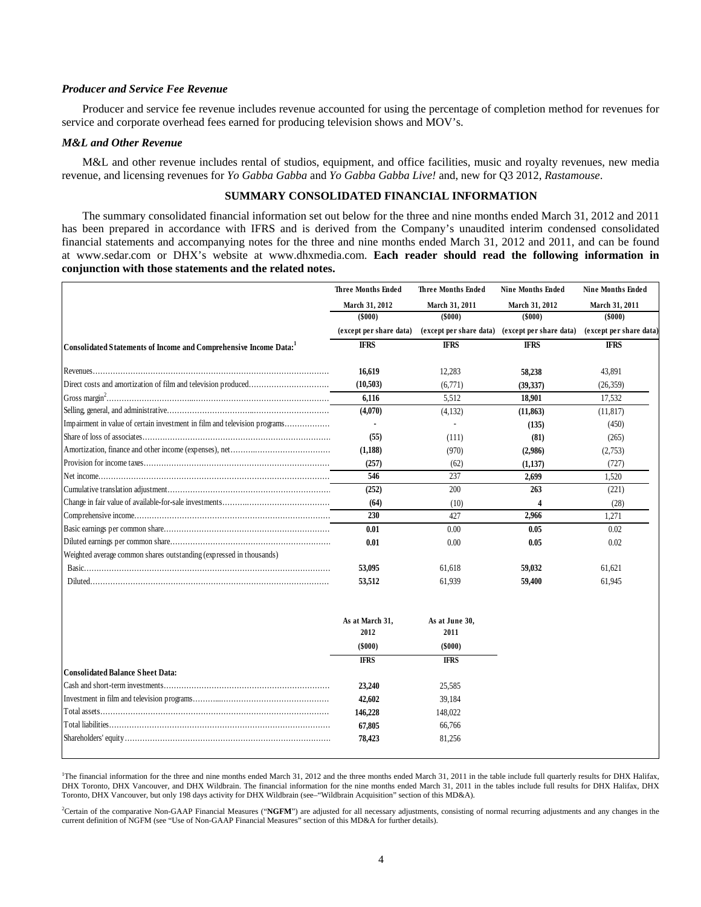### *Producer and Service Fee Revenue*

Producer and service fee revenue includes revenue accounted for using the percentage of completion method for revenues for service and corporate overhead fees earned for producing television shows and MOV's.

### *M&L and Other Revenue*

M&L and other revenue includes rental of studios, equipment, and office facilities, music and royalty revenues, new media revenue, and licensing revenues for *Yo Gabba Gabba* and *Yo Gabba Gabba Live!* and, new for Q3 2012, *Rastamouse*.

## SUMMARY CONSOLIDATED FINANCIAL INFORMATION

The summary consolidated financial information set out below for the three and nine months ended March 31, 2012 and 2011 has been prepared in accordance with IFRS and is derived from the Company's unaudited interim condensed consolidated financial statements and accompanying notes for the three and nine months ended March 31, 2012 and 2011, and can be found at www.sedar.com or DHX's website at www.dhxmedia.com. **Each reader should read the following information in conjunction with those statements and the related notes.**

| | Three Months Ended March 31, 2012 ($000) (except per share data) | Three Months Ended March 31, 2011 ($000) (except per share data) | Nine Months Ended March 31, 2012 ($000) (except per share data) | Nine Months Ended March 31, 2011 ($000) (except per share data) |
|---|---|---|---|---|
| **Consolidated Statements of Income and Comprehensive Income Data:**[1] | **IFRS** | **IFRS** | **IFRS** | **IFRS** |
| Revenues | **16,619** | 12,283 | **58,238** | 43,891 |
| Direct costs and amortization of film and television produced | **(10,503)** | (6,771) | **(39,337)** | (26,359) |
| Gross margin[2] | **6,116** | 5,512 | **18,901** | 17,532 |
| Selling, general, and administrative | **(4,070)** | (4,132) | **(11,863)** | (11,817) |
| Impairment in value of certain investment in film and television programs | **-** | - | **(135)** | (450) |
| Share of loss of associates | **(55)** | (111) | **(81)** | (265) |
| Amortization, finance and other income (expenses), net | **(1,188)** | (970) | **(2,986)** | (2,753) |
| Provision for income taxes | **(257)** | (62) | **(1,137)** | (727) |
| Net income | **546** | 237 | **2,699** | 1,520 |
| Cumulative translation adjustment | **(252)** | 200 | **263** | (221) |
| Change in fair value of available-for-sale investments | **(64)** | (10) | **4** | (28) |
| Comprehensive income | **230** | 427 | **2,966** | 1,271 |
| Basic earnings per common share | **0.01** | 0.00 | **0.05** | 0.02 |
| Diluted earnings per common share | **0.01** | 0.00 | **0.05** | 0.02 |
| Weighted average common shares outstanding (expressed in thousands) | | | | |
| Basic | **53,095** | 61,618 | **59,032** | 61,621 |
| Diluted | **53,512** | 61,939 | **59,400** | 61,945 |

| | As at March 31, 2012 ($000) | As at June 30, 2011 ($000) |
|---|---|---|
| **Consolidated Balance Sheet Data:** | **IFRS** | **IFRS** |
| Cash and short-term investments | **23,240** | 25,585 |
| Investment in film and television programs | **42,602** | 39,184 |
| Total assets | **146,228** | 148,022 |
| Total liabilities | **67,805** | 66,766 |
| Shareholders' equity | **78,423** | 81,256 |

[1]The financial information for the three and nine months ended March 31, 2012 and the three months ended March 31, 2011 in the table include full quarterly results for DHX Halifax, DHX Toronto, DHX Vancouver, and DHX Wildbrain. The financial information for the nine months ended March 31, 2011 in the tables include full results for DHX Halifax, DHX Toronto, DHX Vancouver, but only 198 days activity for DHX Wildbrain (see–"Wildbrain Acquisition" section of this MD&A).

[2]Certain of the comparative Non-GAAP Financial Measures ("**NGFM**") are adjusted for all necessary adjustments, consisting of normal recurring adjustments and any changes in the current definition of NGFM (see "Use of Non-GAAP Financial Measures" section of this MD&A for further details).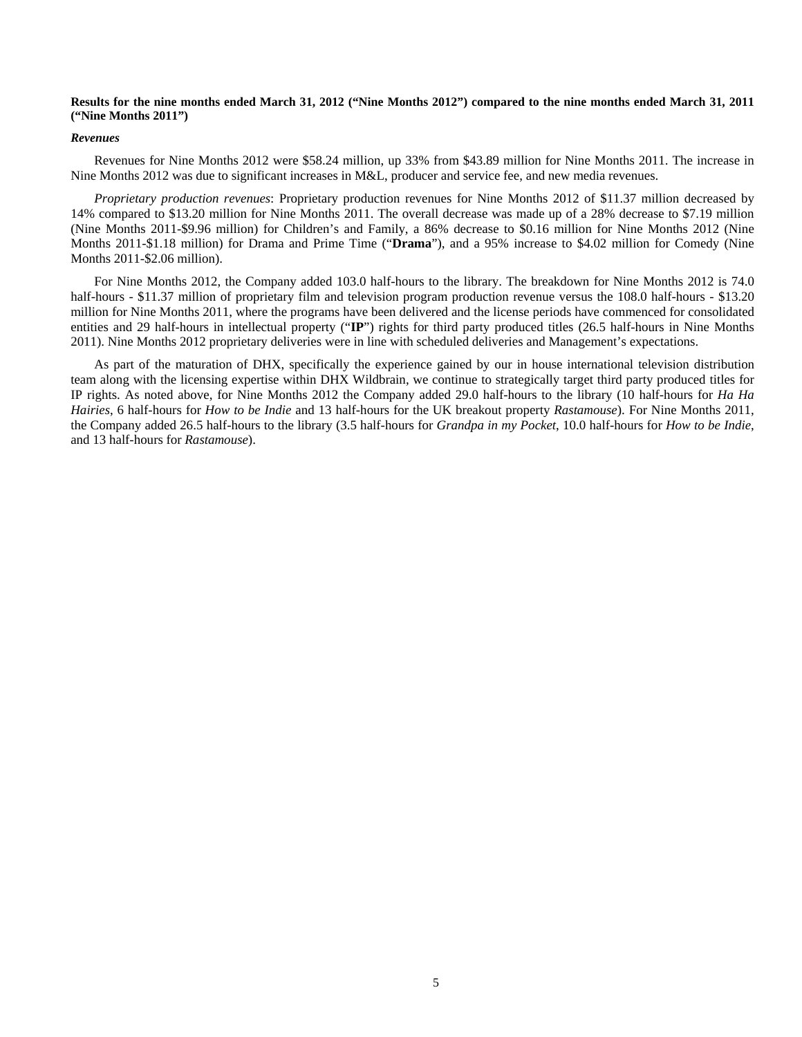**Results for the nine months ended March 31, 2012 (“Nine Months 2012”) compared to the nine months ended March 31, 2011 (“Nine Months 2011”)**

***Revenues***

Revenues for Nine Months 2012 were $58.24 million, up 33% from $43.89 million for Nine Months 2011. The increase in Nine Months 2012 was due to significant increases in M&L, producer and service fee, and new media revenues.

*Proprietary production revenues*: Proprietary production revenues for Nine Months 2012 of $11.37 million decreased by 14% compared to $13.20 million for Nine Months 2011. The overall decrease was made up of a 28% decrease to $7.19 million (Nine Months 2011-$9.96 million) for Children’s and Family, a 86% decrease to $0.16 million for Nine Months 2012 (Nine Months 2011-$1.18 million) for Drama and Prime Time (“**Drama**”), and a 95% increase to $4.02 million for Comedy (Nine Months 2011-$2.06 million).

For Nine Months 2012, the Company added 103.0 half-hours to the library. The breakdown for Nine Months 2012 is 74.0 half-hours - $11.37 million of proprietary film and television program production revenue versus the 108.0 half-hours - $13.20 million for Nine Months 2011, where the programs have been delivered and the license periods have commenced for consolidated entities and 29 half-hours in intellectual property (“**IP**”) rights for third party produced titles (26.5 half-hours in Nine Months 2011). Nine Months 2012 proprietary deliveries were in line with scheduled deliveries and Management’s expectations.

As part of the maturation of DHX, specifically the experience gained by our in house international television distribution team along with the licensing expertise within DHX Wildbrain, we continue to strategically target third party produced titles for IP rights. As noted above, for Nine Months 2012 the Company added 29.0 half-hours to the library (10 half-hours for *Ha Ha Hairies*, 6 half-hours for *How to be Indie* and 13 half-hours for the UK breakout property *Rastamouse*). For Nine Months 2011, the Company added 26.5 half-hours to the library (3.5 half-hours for *Grandpa in my Pocket*, 10.0 half-hours for *How to be Indie*, and 13 half-hours for *Rastamouse*).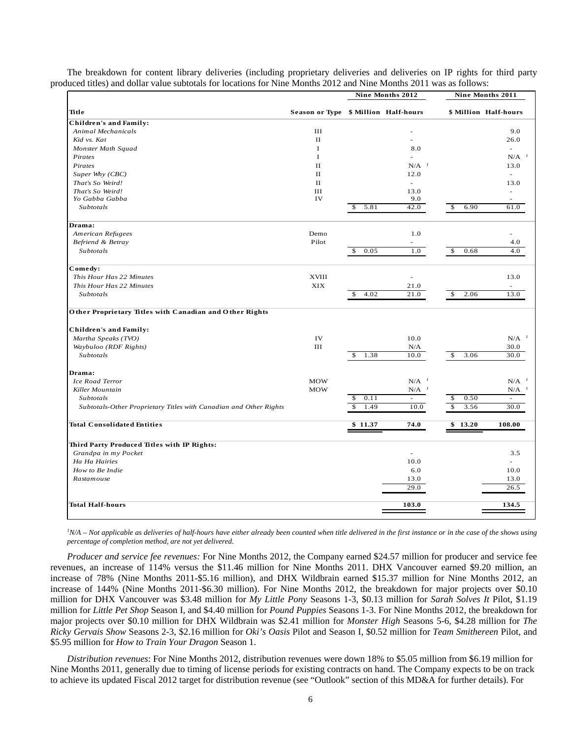The breakdown for content library deliveries (including proprietary deliveries and deliveries on IP rights for third party produced titles) and dollar value subtotals for locations for Nine Months 2012 and Nine Months 2011 was as follows:

| | | Nine Months 2012 | | Nine Months 2011 | |
|---|---|---|---|---|---|
| **Title** | **Season or Type** | **$ Million** | **Half-hours** | **$ Million** | **Half-hours** |
| **Children's and Family:** | | | | | |
| *Animal Mechanicals* | III | | - | | 9.0 |
| *Kid vs. Kat* | II | | - | | 26.0 |
| *Monster Math Squad* | I | | 8.0 | | - |
| *Pirates* | I | | - | | N/A [1] |
| *Pirates* | II | | N/A [1] | | 13.0 |
| *Super Why (CBC)* | II | | 12.0 | | - |
| *That's So Weird!* | II | | - | | 13.0 |
| *That's So Weird!* | III | | 13.0 | | - |
| *Yo Gabba Gabba* | IV | | 9.0 | | - |
| *Subtotals* | | $ 5.81 | 42.0 | $ 6.90 | 61.0 |
| **Drama:** | | | | | |
| *American Refugees* | Demo | | 1.0 | | - |
| *Befriend & Betray* | Pilot | | - | | 4.0 |
| *Subtotals* | | $ 0.05 | 1.0 | $ 0.68 | 4.0 |
| **Comedy:** | | | | | |
| *This Hour Has 22 Minutes* | XVIII | | - | | 13.0 |
| *This Hour Has 22 Minutes* | XIX | | 21.0 | | - |
| *Subtotals* | | $ 4.02 | 21.0 | $ 2.06 | 13.0 |
| **Other Proprietary Titles with Canadian and Other Rights** | | | | | |
| **Children's and Family:** | | | | | |
| *Martha Speaks (TVO)* | IV | | 10.0 | | N/A [1] |
| *Waybuloo (RDF Rights)* | III | | N/A | | 30.0 |
| *Subtotals* | | $ 1.38 | 10.0 | $ 3.06 | 30.0 |
| **Drama:** | | | | | |
| *Ice Road Terror* | MOW | | N/A [1] | | N/A [1] |
| *Killer Mountain* | MOW | | N/A [1] | | N/A [1] |
| *Subtotals* | | $ 0.11 | - | $ 0.50 | - |
| *Subtotals-Other Proprietary Titles with Canadian and Other Rights* | | $ 1.49 | 10.0 | $ 3.56 | 30.0 |
| **Total Consolidated Entities** | | **$ 11.37** | **74.0** | **$ 13.20** | **108.00** |
| **Third Party Produced Titles with IP Rights:** | | | | | |
| *Grandpa in my Pocket* | | | - | | 3.5 |
| *Ha Ha Hairies* | | | 10.0 | | - |
| *How to Be Indie* | | | 6.0 | | 10.0 |
| *Rastamouse* | | | 13.0 | | 13.0 |
| | | | 29.0 | | 26.5 |
| **Total Half-hours** | | | **103.0** | | **134.5** |

*[1]N/A – Not applicable as deliveries of half-hours have either already been counted when title delivered in the first instance or in the case of the shows using percentage of completion method, are not yet delivered.*

*Producer and service fee revenues:* For Nine Months 2012, the Company earned $24.57 million for producer and service fee revenues, an increase of 114% versus the $11.46 million for Nine Months 2011. DHX Vancouver earned $9.20 million, an increase of 78% (Nine Months 2011-$5.16 million), and DHX Wildbrain earned $15.37 million for Nine Months 2012, an increase of 144% (Nine Months 2011-$6.30 million). For Nine Months 2012, the breakdown for major projects over $0.10 million for DHX Vancouver was $3.48 million for *My Little Pony* Seasons 1-3, $0.13 million for *Sarah Solves It* Pilot, $1.19 million for *Little Pet Shop* Season I, and $4.40 million for *Pound Puppies* Seasons 1-3. For Nine Months 2012, the breakdown for major projects over $0.10 million for DHX Wildbrain was $2.41 million for *Monster High* Seasons 5-6, $4.28 million for *The Ricky Gervais Show* Seasons 2-3, $2.16 million for *Oki's Oasis* Pilot and Season I, $0.52 million for *Team Smithereen* Pilot, and $5.95 million for *How to Train Your Dragon* Season 1.

*Distribution revenues*: For Nine Months 2012, distribution revenues were down 18% to $5.05 million from $6.19 million for Nine Months 2011, generally due to timing of license periods for existing contracts on hand. The Company expects to be on track to achieve its updated Fiscal 2012 target for distribution revenue (see "Outlook" section of this MD&A for further details). For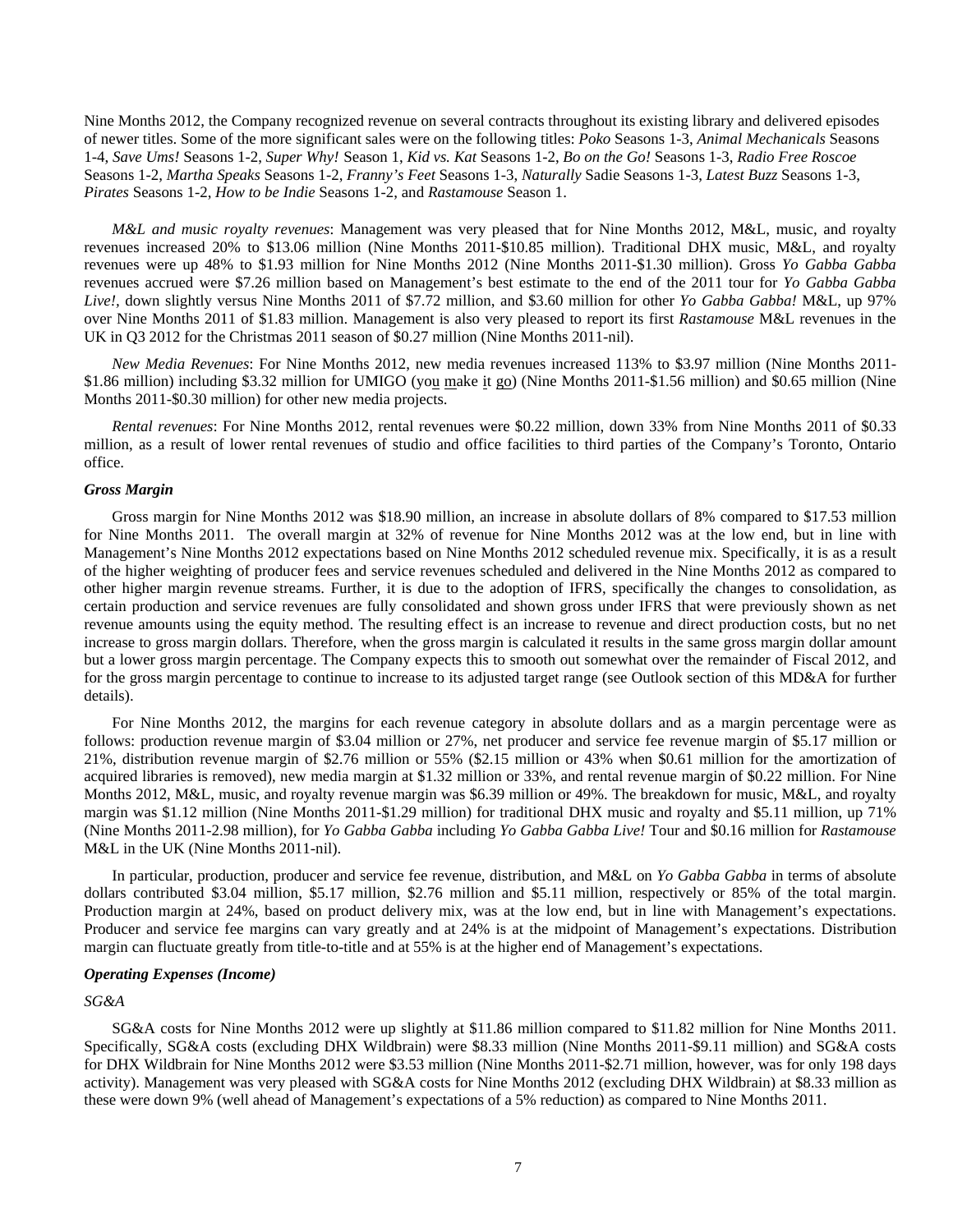Nine Months 2012, the Company recognized revenue on several contracts throughout its existing library and delivered episodes of newer titles. Some of the more significant sales were on the following titles: *Poko* Seasons 1-3, *Animal Mechanicals* Seasons 1-4, *Save Ums!* Seasons 1-2, *Super Why!* Season 1, *Kid vs. Kat* Seasons 1-2, *Bo on the Go!* Seasons 1-3, *Radio Free Roscoe* Seasons 1-2, *Martha Speaks* Seasons 1-2, *Franny's Feet* Seasons 1-3, *Naturally* Sadie Seasons 1-3, *Latest Buzz* Seasons 1-3, *Pirates* Seasons 1-2, *How to be Indie* Seasons 1-2, and *Rastamouse* Season 1.

*M&L and music royalty revenues*: Management was very pleased that for Nine Months 2012, M&L, music, and royalty revenues increased 20% to $13.06 million (Nine Months 2011-$10.85 million). Traditional DHX music, M&L, and royalty revenues were up 48% to $1.93 million for Nine Months 2012 (Nine Months 2011-$1.30 million). Gross *Yo Gabba Gabba* revenues accrued were $7.26 million based on Management's best estimate to the end of the 2011 tour for *Yo Gabba Gabba Live!,* down slightly versus Nine Months 2011 of $7.72 million, and $3.60 million for other *Yo Gabba Gabba!* M&L, up 97% over Nine Months 2011 of $1.83 million. Management is also very pleased to report its first *Rastamouse* M&L revenues in the UK in Q3 2012 for the Christmas 2011 season of $0.27 million (Nine Months 2011-nil).

*New Media Revenues*: For Nine Months 2012, new media revenues increased 113% to $3.97 million (Nine Months 2011-$1.86 million) including $3.32 million for UMIGO (you make it go) (Nine Months 2011-$1.56 million) and $0.65 million (Nine Months 2011-$0.30 million) for other new media projects.

*Rental revenues*: For Nine Months 2012, rental revenues were $0.22 million, down 33% from Nine Months 2011 of $0.33 million, as a result of lower rental revenues of studio and office facilities to third parties of the Company's Toronto, Ontario office.

***Gross Margin***

Gross margin for Nine Months 2012 was $18.90 million, an increase in absolute dollars of 8% compared to $17.53 million for Nine Months 2011. The overall margin at 32% of revenue for Nine Months 2012 was at the low end, but in line with Management's Nine Months 2012 expectations based on Nine Months 2012 scheduled revenue mix. Specifically, it is as a result of the higher weighting of producer fees and service revenues scheduled and delivered in the Nine Months 2012 as compared to other higher margin revenue streams. Further, it is due to the adoption of IFRS, specifically the changes to consolidation, as certain production and service revenues are fully consolidated and shown gross under IFRS that were previously shown as net revenue amounts using the equity method. The resulting effect is an increase to revenue and direct production costs, but no net increase to gross margin dollars. Therefore, when the gross margin is calculated it results in the same gross margin dollar amount but a lower gross margin percentage. The Company expects this to smooth out somewhat over the remainder of Fiscal 2012, and for the gross margin percentage to continue to increase to its adjusted target range (see Outlook section of this MD&A for further details).

For Nine Months 2012, the margins for each revenue category in absolute dollars and as a margin percentage were as follows: production revenue margin of $3.04 million or 27%, net producer and service fee revenue margin of $5.17 million or 21%, distribution revenue margin of $2.76 million or 55% ($2.15 million or 43% when $0.61 million for the amortization of acquired libraries is removed), new media margin at $1.32 million or 33%, and rental revenue margin of $0.22 million. For Nine Months 2012, M&L, music, and royalty revenue margin was $6.39 million or 49%. The breakdown for music, M&L, and royalty margin was $1.12 million (Nine Months 2011-$1.29 million) for traditional DHX music and royalty and $5.11 million, up 71% (Nine Months 2011-2.98 million), for *Yo Gabba Gabba* including *Yo Gabba Gabba Live!* Tour and $0.16 million for *Rastamouse* M&L in the UK (Nine Months 2011-nil).

In particular, production, producer and service fee revenue, distribution, and M&L on *Yo Gabba Gabba* in terms of absolute dollars contributed $3.04 million, $5.17 million, $2.76 million and $5.11 million, respectively or 85% of the total margin. Production margin at 24%, based on product delivery mix, was at the low end, but in line with Management's expectations. Producer and service fee margins can vary greatly and at 24% is at the midpoint of Management's expectations. Distribution margin can fluctuate greatly from title-to-title and at 55% is at the higher end of Management's expectations.

***Operating Expenses (Income)***

*SG&A*

SG&A costs for Nine Months 2012 were up slightly at $11.86 million compared to $11.82 million for Nine Months 2011. Specifically, SG&A costs (excluding DHX Wildbrain) were $8.33 million (Nine Months 2011-$9.11 million) and SG&A costs for DHX Wildbrain for Nine Months 2012 were $3.53 million (Nine Months 2011-$2.71 million, however, was for only 198 days activity). Management was very pleased with SG&A costs for Nine Months 2012 (excluding DHX Wildbrain) at $8.33 million as these were down 9% (well ahead of Management's expectations of a 5% reduction) as compared to Nine Months 2011.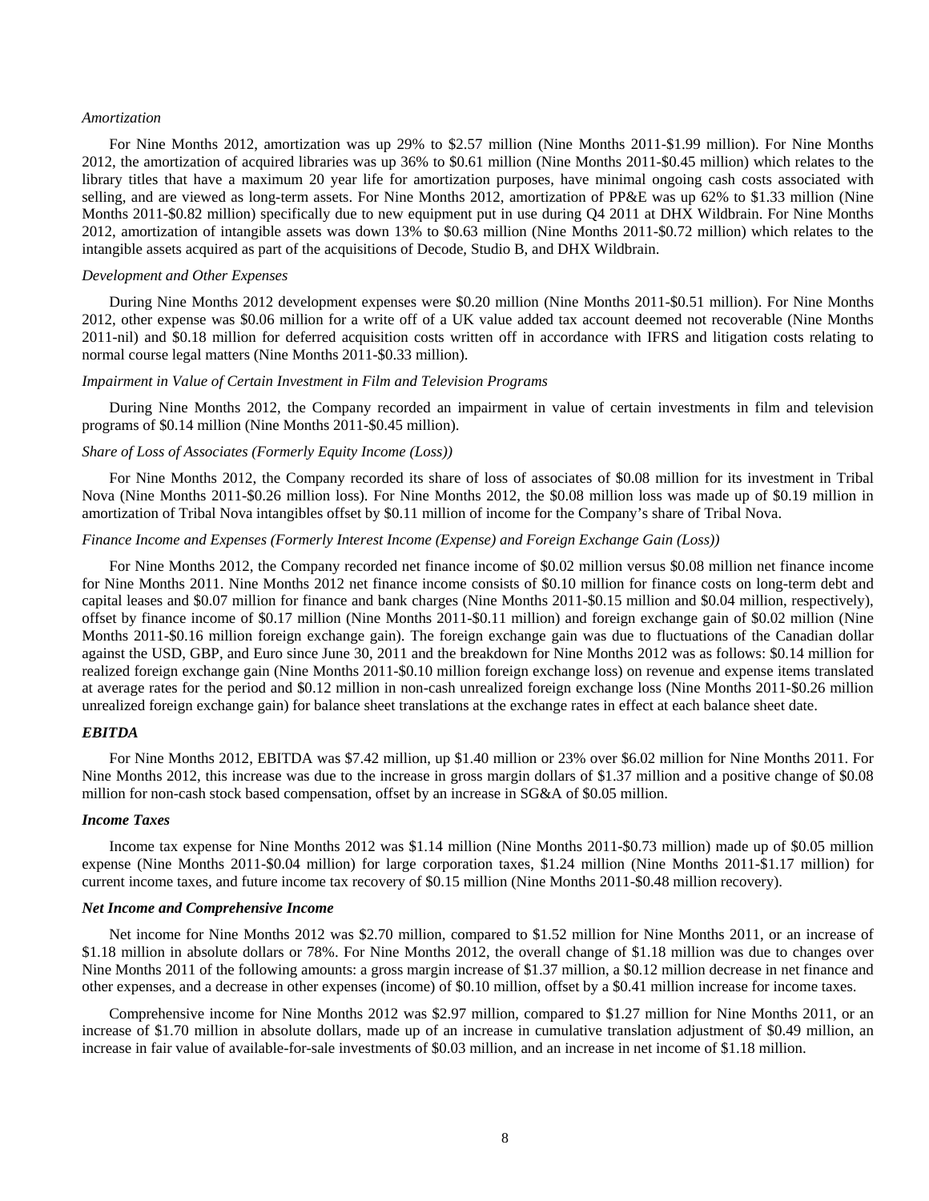*Amortization*

For Nine Months 2012, amortization was up 29% to $2.57 million (Nine Months 2011-$1.99 million). For Nine Months 2012, the amortization of acquired libraries was up 36% to $0.61 million (Nine Months 2011-$0.45 million) which relates to the library titles that have a maximum 20 year life for amortization purposes, have minimal ongoing cash costs associated with selling, and are viewed as long-term assets. For Nine Months 2012, amortization of PP&E was up 62% to $1.33 million (Nine Months 2011-$0.82 million) specifically due to new equipment put in use during Q4 2011 at DHX Wildbrain. For Nine Months 2012, amortization of intangible assets was down 13% to $0.63 million (Nine Months 2011-$0.72 million) which relates to the intangible assets acquired as part of the acquisitions of Decode, Studio B, and DHX Wildbrain.

*Development and Other Expenses*

During Nine Months 2012 development expenses were $0.20 million (Nine Months 2011-$0.51 million). For Nine Months 2012, other expense was $0.06 million for a write off of a UK value added tax account deemed not recoverable (Nine Months 2011-nil) and $0.18 million for deferred acquisition costs written off in accordance with IFRS and litigation costs relating to normal course legal matters (Nine Months 2011-$0.33 million).

*Impairment in Value of Certain Investment in Film and Television Programs*

During Nine Months 2012, the Company recorded an impairment in value of certain investments in film and television programs of $0.14 million (Nine Months 2011-$0.45 million).

*Share of Loss of Associates (Formerly Equity Income (Loss))*

For Nine Months 2012, the Company recorded its share of loss of associates of $0.08 million for its investment in Tribal Nova (Nine Months 2011-$0.26 million loss). For Nine Months 2012, the $0.08 million loss was made up of $0.19 million in amortization of Tribal Nova intangibles offset by $0.11 million of income for the Company's share of Tribal Nova.

*Finance Income and Expenses (Formerly Interest Income (Expense) and Foreign Exchange Gain (Loss))*

For Nine Months 2012, the Company recorded net finance income of $0.02 million versus $0.08 million net finance income for Nine Months 2011. Nine Months 2012 net finance income consists of $0.10 million for finance costs on long-term debt and capital leases and $0.07 million for finance and bank charges (Nine Months 2011-$0.15 million and $0.04 million, respectively), offset by finance income of $0.17 million (Nine Months 2011-$0.11 million) and foreign exchange gain of $0.02 million (Nine Months 2011-$0.16 million foreign exchange gain). The foreign exchange gain was due to fluctuations of the Canadian dollar against the USD, GBP, and Euro since June 30, 2011 and the breakdown for Nine Months 2012 was as follows: $0.14 million for realized foreign exchange gain (Nine Months 2011-$0.10 million foreign exchange loss) on revenue and expense items translated at average rates for the period and $0.12 million in non-cash unrealized foreign exchange loss (Nine Months 2011-$0.26 million unrealized foreign exchange gain) for balance sheet translations at the exchange rates in effect at each balance sheet date.

***EBITDA***

For Nine Months 2012, EBITDA was $7.42 million, up $1.40 million or 23% over $6.02 million for Nine Months 2011. For Nine Months 2012, this increase was due to the increase in gross margin dollars of $1.37 million and a positive change of $0.08 million for non-cash stock based compensation, offset by an increase in SG&A of $0.05 million.

***Income Taxes***

Income tax expense for Nine Months 2012 was $1.14 million (Nine Months 2011-$0.73 million) made up of $0.05 million expense (Nine Months 2011-$0.04 million) for large corporation taxes, $1.24 million (Nine Months 2011-$1.17 million) for current income taxes, and future income tax recovery of $0.15 million (Nine Months 2011-$0.48 million recovery).

***Net Income and Comprehensive Income***

Net income for Nine Months 2012 was $2.70 million, compared to $1.52 million for Nine Months 2011, or an increase of $1.18 million in absolute dollars or 78%. For Nine Months 2012, the overall change of $1.18 million was due to changes over Nine Months 2011 of the following amounts: a gross margin increase of $1.37 million, a $0.12 million decrease in net finance and other expenses, and a decrease in other expenses (income) of $0.10 million, offset by a $0.41 million increase for income taxes.

Comprehensive income for Nine Months 2012 was $2.97 million, compared to $1.27 million for Nine Months 2011, or an increase of $1.70 million in absolute dollars, made up of an increase in cumulative translation adjustment of $0.49 million, an increase in fair value of available-for-sale investments of $0.03 million, and an increase in net income of $1.18 million.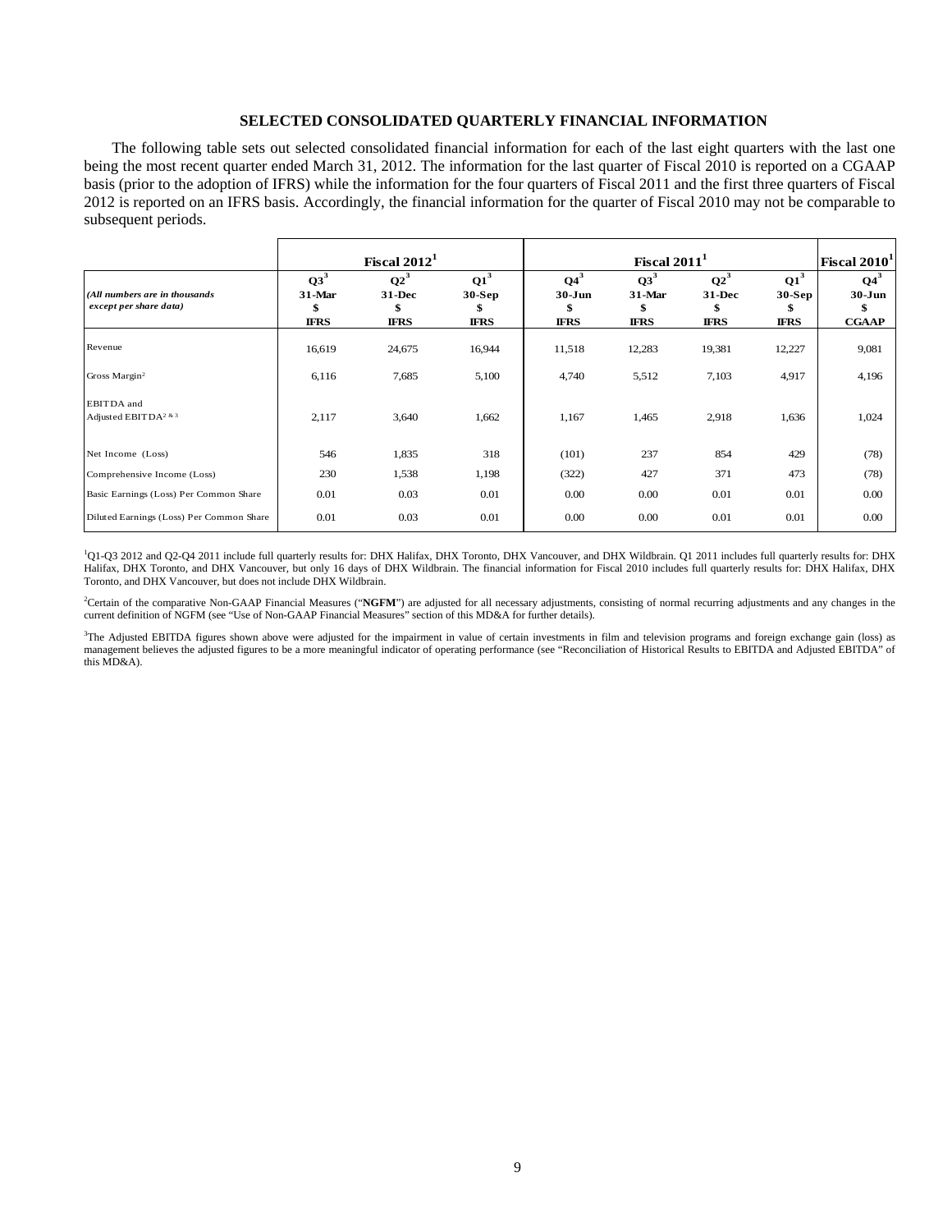## SELECTED CONSOLIDATED QUARTERLY FINANCIAL INFORMATION

The following table sets out selected consolidated financial information for each of the last eight quarters with the last one being the most recent quarter ended March 31, 2012. The information for the last quarter of Fiscal 2010 is reported on a CGAAP basis (prior to the adoption of IFRS) while the information for the four quarters of Fiscal 2011 and the first three quarters of Fiscal 2012 is reported on an IFRS basis. Accordingly, the financial information for the quarter of Fiscal 2010 may not be comparable to subsequent periods.

| | Fiscal 2012[1] | | | Fiscal 2011[1] | | | | Fiscal 2010[1] |
|---|---|---|---|---|---|---|---|---|
| *(All numbers are in thousands except per share data)* | Q3[3] 31-Mar $ IFRS | Q2[3] 31-Dec $ IFRS | Q1[3] 30-Sep $ IFRS | Q4[3] 30-Jun $ IFRS | Q3[3] 31-Mar $ IFRS | Q2[3] 31-Dec $ IFRS | Q1[3] 30-Sep $ IFRS | Q4[3] 30-Jun $ CGAAP |
| Revenue | 16,619 | 24,675 | 16,944 | 11,518 | 12,283 | 19,381 | 12,227 | 9,081 |
| Gross Margin[2] | 6,116 | 7,685 | 5,100 | 4,740 | 5,512 | 7,103 | 4,917 | 4,196 |
| EBITDA and Adjusted EBITDA[2 & 3] | 2,117 | 3,640 | 1,662 | 1,167 | 1,465 | 2,918 | 1,636 | 1,024 |
| Net Income (Loss) | 546 | 1,835 | 318 | (101) | 237 | 854 | 429 | (78) |
| Comprehensive Income (Loss) | 230 | 1,538 | 1,198 | (322) | 427 | 371 | 473 | (78) |
| Basic Earnings (Loss) Per Common Share | 0.01 | 0.03 | 0.01 | 0.00 | 0.00 | 0.01 | 0.01 | 0.00 |
| Diluted Earnings (Loss) Per Common Share | 0.01 | 0.03 | 0.01 | 0.00 | 0.00 | 0.01 | 0.01 | 0.00 |

[1]Q1-Q3 2012 and Q2-Q4 2011 include full quarterly results for: DHX Halifax, DHX Toronto, DHX Vancouver, and DHX Wildbrain. Q1 2011 includes full quarterly results for: DHX Halifax, DHX Toronto, and DHX Vancouver, but only 16 days of DHX Wildbrain. The financial information for Fiscal 2010 includes full quarterly results for: DHX Halifax, DHX Toronto, and DHX Vancouver, but does not include DHX Wildbrain.

[2]Certain of the comparative Non-GAAP Financial Measures ("**NGFM**") are adjusted for all necessary adjustments, consisting of normal recurring adjustments and any changes in the current definition of NGFM (see "Use of Non-GAAP Financial Measures" section of this MD&A for further details).

[3]The Adjusted EBITDA figures shown above were adjusted for the impairment in value of certain investments in film and television programs and foreign exchange gain (loss) as management believes the adjusted figures to be a more meaningful indicator of operating performance (see "Reconciliation of Historical Results to EBITDA and Adjusted EBITDA" of this MD&A).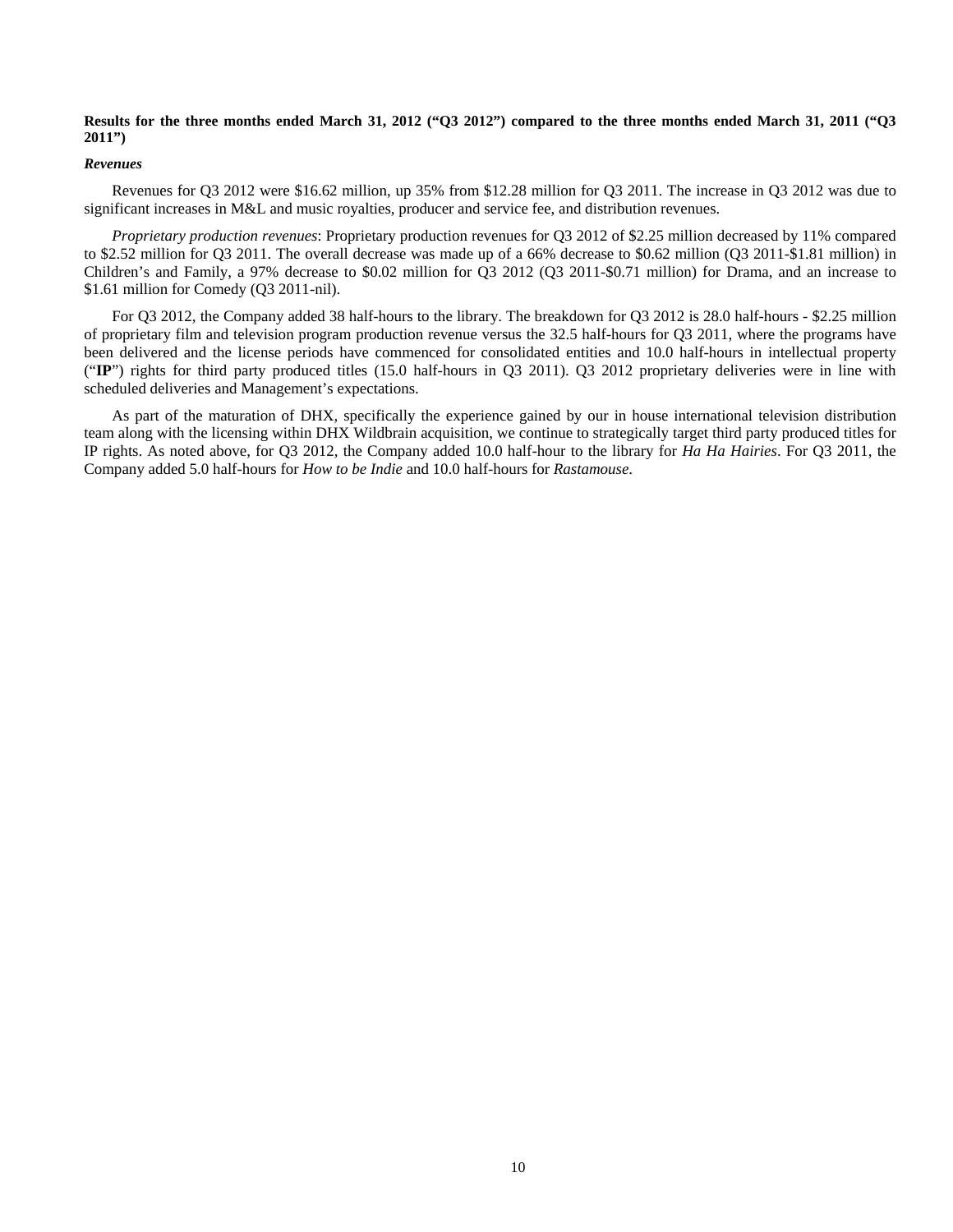**Results for the three months ended March 31, 2012 ("Q3 2012") compared to the three months ended March 31, 2011 ("Q3 2011")**

***Revenues***

Revenues for Q3 2012 were $16.62 million, up 35% from $12.28 million for Q3 2011. The increase in Q3 2012 was due to significant increases in M&L and music royalties, producer and service fee, and distribution revenues.

*Proprietary production revenues*: Proprietary production revenues for Q3 2012 of $2.25 million decreased by 11% compared to $2.52 million for Q3 2011. The overall decrease was made up of a 66% decrease to $0.62 million (Q3 2011-$1.81 million) in Children's and Family, a 97% decrease to $0.02 million for Q3 2012 (Q3 2011-$0.71 million) for Drama, and an increase to $1.61 million for Comedy (Q3 2011-nil).

For Q3 2012, the Company added 38 half-hours to the library. The breakdown for Q3 2012 is 28.0 half-hours - $2.25 million of proprietary film and television program production revenue versus the 32.5 half-hours for Q3 2011, where the programs have been delivered and the license periods have commenced for consolidated entities and 10.0 half-hours in intellectual property ("**IP**") rights for third party produced titles (15.0 half-hours in Q3 2011). Q3 2012 proprietary deliveries were in line with scheduled deliveries and Management's expectations.

As part of the maturation of DHX, specifically the experience gained by our in house international television distribution team along with the licensing within DHX Wildbrain acquisition, we continue to strategically target third party produced titles for IP rights. As noted above, for Q3 2012, the Company added 10.0 half-hour to the library for *Ha Ha Hairies*. For Q3 2011, the Company added 5.0 half-hours for *How to be Indie* and 10.0 half-hours for *Rastamouse*.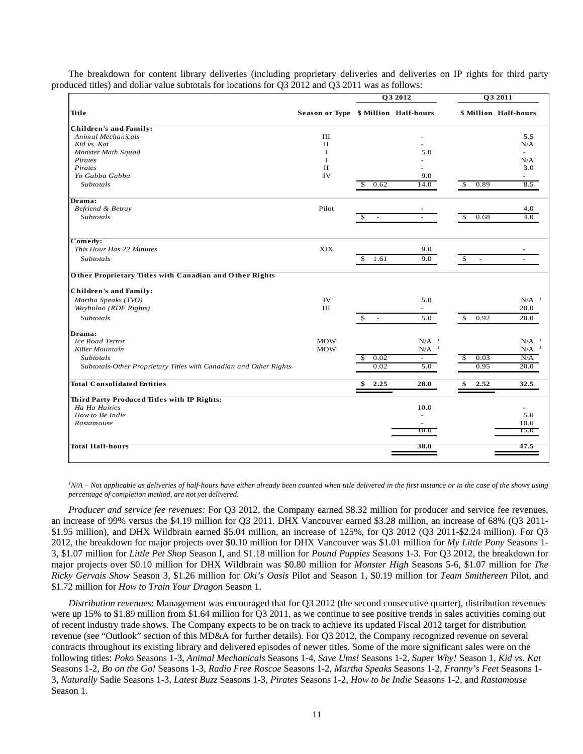The breakdown for content library deliveries (including proprietary deliveries and deliveries on IP rights for third party produced titles) and dollar value subtotals for locations for Q3 2012 and Q3 2011 was as follows:

| | | Q3 2012 | | Q3 2011 | |
|---|---|---|---|---|---|
| **Title** | **Season or Type** | **$ Million** | **Half-hours** | **$ Million** | **Half-hours** |
| **Children's and Family:** | | | | | |
| *Animal Mechanicals* | III | | - | | 5.5 |
| *Kid vs. Kat* | II | | - | | N/A |
| *Monster Math Squad* | I | | 5.0 | | - |
| *Pirates* | I | | - | | N/A |
| *Pirates* | II | | - | | 3.0 |
| *Yo Gabba Gabba* | IV | | 9.0 | | - |
| *Subtotals* | | $ 0.62 | 14.0 | $ 0.89 | 8.5 |
| **Drama:** | | | | | |
| *Befriend & Betray* | Pilot | | - | | 4.0 |
| *Subtotals* | | $ - | - | $ 0.68 | 4.0 |
| **Comedy:** | | | | | |
| *This Hour Has 22 Minutes* | XIX | | 9.0 | | - |
| *Subtotals* | | $ 1.61 | 9.0 | $ - | - |
| **Other Proprietary Titles with Canadian and Other Rights** | | | | | |
| **Children's and Family:** | | | | | |
| *Martha Speaks (TVO)* | IV | | 5.0 | | N/A [1] |
| *Waybuloo (RDF Rights)* | III | | - | | 20.0 |
| *Subtotals* | | $ - | 5.0 | $ 0.92 | 20.0 |
| **Drama:** | | | | | |
| *Ice Road Terror* | MOW | | N/A [1] | | N/A [1] |
| *Killer Mountain* | MOW | | N/A [1] | | N/A [1] |
| *Subtotals* | | $ 0.02 | - | $ 0.03 | N/A |
| *Subtotals-Other Proprietary Titles with Canadian and Other Rights* | | 0.02 | 5.0 | 0.95 | 20.0 |
| **Total Consolidated Entities** | | **$ 2.25** | **28.0** | **$ 2.52** | **32.5** |
| **Third Party Produced Titles with IP Rights:** | | | | | |
| *Ha Ha Hairies* | | | 10.0 | | - |
| *How to Be Indie* | | | - | | 5.0 |
| *Rastamouse* | | | - | | 10.0 |
| | | | 10.0 | | 15.0 |
| **Total Half-hours** | | | **38.0** | | **47.5** |

*[1]N/A – Not applicable as deliveries of half-hours have either already been counted when title delivered in the first instance or in the case of the shows using percentage of completion method, are not yet delivered.*

*Producer and service fee revenues:* For Q3 2012, the Company earned $8.32 million for producer and service fee revenues, an increase of 99% versus the $4.19 million for Q3 2011. DHX Vancouver earned $3.28 million, an increase of 68% (Q3 2011-$1.95 million), and DHX Wildbrain earned $5.04 million, an increase of 125%, for Q3 2012 (Q3 2011-$2.24 million). For Q3 2012, the breakdown for major projects over $0.10 million for DHX Vancouver was $1.01 million for *My Little Pony* Seasons 1-3, $1.07 million for *Little Pet Shop* Season I, and $1.18 million for *Pound Puppies* Seasons 1-3. For Q3 2012, the breakdown for major projects over $0.10 million for DHX Wildbrain was $0.80 million for *Monster High* Seasons 5-6, $1.07 million for *The Ricky Gervais Show* Season 3, $1.26 million for *Oki's Oasis* Pilot and Season 1, $0.19 million for *Team Smithereen* Pilot, and $1.72 million for *How to Train Your Dragon* Season 1.

*Distribution revenues*: Management was encouraged that for Q3 2012 (the second consecutive quarter), distribution revenues were up 15% to $1.89 million from $1.64 million for Q3 2011, as we continue to see positive trends in sales activities coming out of recent industry trade shows. The Company expects to be on track to achieve its updated Fiscal 2012 target for distribution revenue (see "Outlook" section of this MD&A for further details). For Q3 2012, the Company recognized revenue on several contracts throughout its existing library and delivered episodes of newer titles. Some of the more significant sales were on the following titles: *Poko* Seasons 1-3, *Animal Mechanicals* Seasons 1-4, *Save Ums!* Seasons 1-2, *Super Why!* Season 1, *Kid vs. Kat* Seasons 1-2, *Bo on the Go!* Seasons 1-3, *Radio Free Roscoe* Seasons 1-2, *Martha Speaks* Seasons 1-2, *Franny's Feet* Seasons 1-3, *Naturally* Sadie Seasons 1-3, *Latest Buzz* Seasons 1-3, *Pirates* Seasons 1-2, *How to be Indie* Seasons 1-2, and *Rastamouse* Season 1.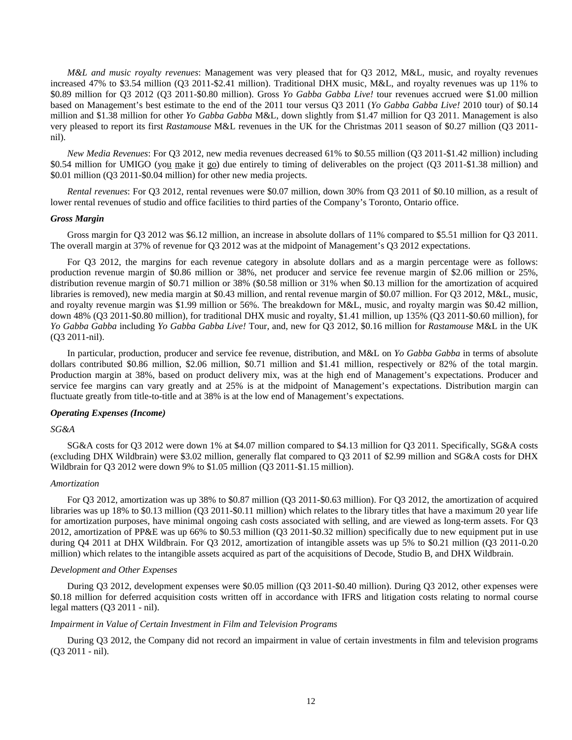*M&L and music royalty revenues*: Management was very pleased that for Q3 2012, M&L, music, and royalty revenues increased 47% to $3.54 million (Q3 2011-$2.41 million). Traditional DHX music, M&L, and royalty revenues was up 11% to $0.89 million for Q3 2012 (Q3 2011-$0.80 million). Gross *Yo Gabba Gabba Live!* tour revenues accrued were $1.00 million based on Management's best estimate to the end of the 2011 tour versus Q3 2011 (*Yo Gabba Gabba Live!* 2010 tour) of $0.14 million and $1.38 million for other *Yo Gabba Gabba* M&L, down slightly from $1.47 million for Q3 2011. Management is also very pleased to report its first *Rastamouse* M&L revenues in the UK for the Christmas 2011 season of $0.27 million (Q3 2011-nil).

*New Media Revenues*: For Q3 2012, new media revenues decreased 61% to $0.55 million (Q3 2011-$1.42 million) including $0.54 million for UMIGO (you make it go) due entirely to timing of deliverables on the project (Q3 2011-$1.38 million) and $0.01 million (Q3 2011-$0.04 million) for other new media projects.

*Rental revenues*: For Q3 2012, rental revenues were $0.07 million, down 30% from Q3 2011 of $0.10 million, as a result of lower rental revenues of studio and office facilities to third parties of the Company's Toronto, Ontario office.

***Gross Margin***

Gross margin for Q3 2012 was $6.12 million, an increase in absolute dollars of 11% compared to $5.51 million for Q3 2011. The overall margin at 37% of revenue for Q3 2012 was at the midpoint of Management's Q3 2012 expectations.

For Q3 2012, the margins for each revenue category in absolute dollars and as a margin percentage were as follows: production revenue margin of $0.86 million or 38%, net producer and service fee revenue margin of $2.06 million or 25%, distribution revenue margin of $0.71 million or 38% ($0.58 million or 31% when $0.13 million for the amortization of acquired libraries is removed), new media margin at $0.43 million, and rental revenue margin of $0.07 million. For Q3 2012, M&L, music, and royalty revenue margin was $1.99 million or 56%. The breakdown for M&L, music, and royalty margin was $0.42 million, down 48% (Q3 2011-$0.80 million), for traditional DHX music and royalty, $1.41 million, up 135% (Q3 2011-$0.60 million), for *Yo Gabba Gabba* including *Yo Gabba Gabba Live!* Tour, and, new for Q3 2012, $0.16 million for *Rastamouse* M&L in the UK (Q3 2011-nil).

In particular, production, producer and service fee revenue, distribution, and M&L on *Yo Gabba Gabba* in terms of absolute dollars contributed $0.86 million, $2.06 million, $0.71 million and $1.41 million, respectively or 82% of the total margin. Production margin at 38%, based on product delivery mix, was at the high end of Management's expectations. Producer and service fee margins can vary greatly and at 25% is at the midpoint of Management's expectations. Distribution margin can fluctuate greatly from title-to-title and at 38% is at the low end of Management's expectations.

***Operating Expenses (Income)***

*SG&A*

SG&A costs for Q3 2012 were down 1% at $4.07 million compared to $4.13 million for Q3 2011. Specifically, SG&A costs (excluding DHX Wildbrain) were $3.02 million, generally flat compared to Q3 2011 of $2.99 million and SG&A costs for DHX Wildbrain for Q3 2012 were down 9% to $1.05 million (Q3 2011-$1.15 million).

*Amortization*

For Q3 2012, amortization was up 38% to $0.87 million (Q3 2011-$0.63 million). For Q3 2012, the amortization of acquired libraries was up 18% to $0.13 million (Q3 2011-$0.11 million) which relates to the library titles that have a maximum 20 year life for amortization purposes, have minimal ongoing cash costs associated with selling, and are viewed as long-term assets. For Q3 2012, amortization of PP&E was up 66% to $0.53 million (Q3 2011-$0.32 million) specifically due to new equipment put in use during Q4 2011 at DHX Wildbrain. For Q3 2012, amortization of intangible assets was up 5% to $0.21 million (Q3 2011-0.20 million) which relates to the intangible assets acquired as part of the acquisitions of Decode, Studio B, and DHX Wildbrain.

*Development and Other Expenses*

During Q3 2012, development expenses were $0.05 million (Q3 2011-$0.40 million). During Q3 2012, other expenses were $0.18 million for deferred acquisition costs written off in accordance with IFRS and litigation costs relating to normal course legal matters (Q3 2011 - nil).

*Impairment in Value of Certain Investment in Film and Television Programs*

During Q3 2012, the Company did not record an impairment in value of certain investments in film and television programs (Q3 2011 - nil).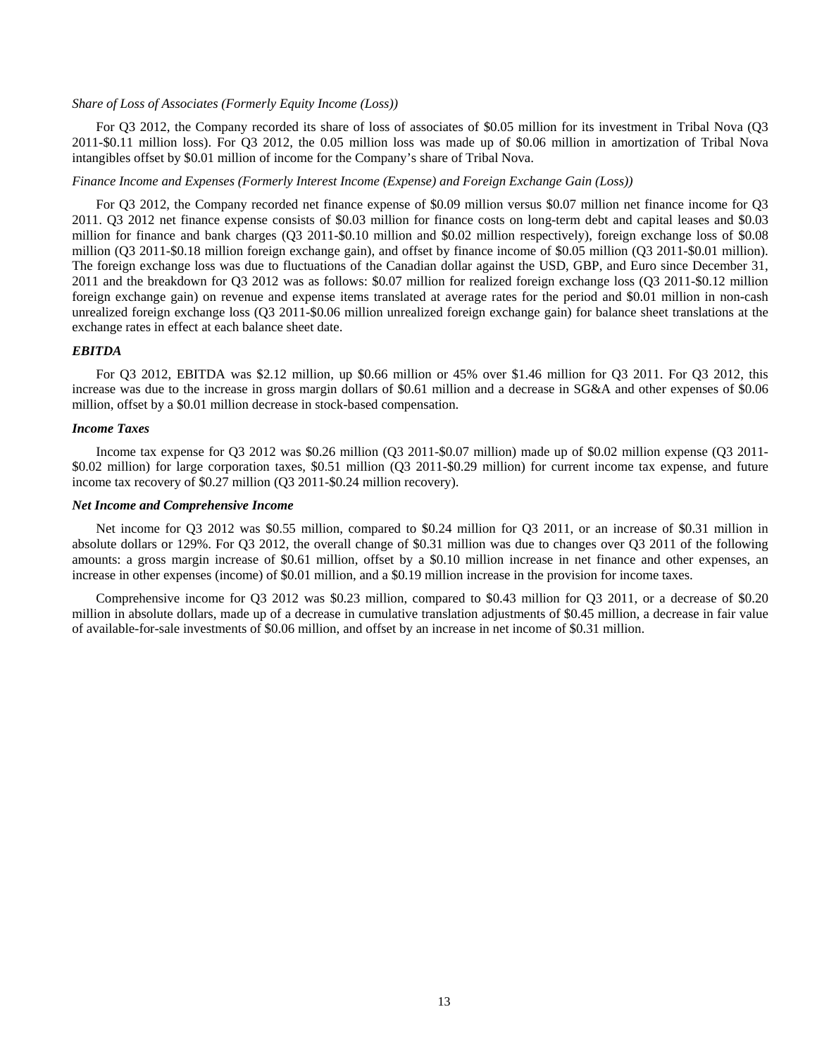*Share of Loss of Associates (Formerly Equity Income (Loss))*

For Q3 2012, the Company recorded its share of loss of associates of $0.05 million for its investment in Tribal Nova (Q3 2011-$0.11 million loss). For Q3 2012, the 0.05 million loss was made up of $0.06 million in amortization of Tribal Nova intangibles offset by $0.01 million of income for the Company's share of Tribal Nova.

*Finance Income and Expenses (Formerly Interest Income (Expense) and Foreign Exchange Gain (Loss))*

For Q3 2012, the Company recorded net finance expense of $0.09 million versus $0.07 million net finance income for Q3 2011. Q3 2012 net finance expense consists of $0.03 million for finance costs on long-term debt and capital leases and $0.03 million for finance and bank charges (Q3 2011-$0.10 million and $0.02 million respectively), foreign exchange loss of $0.08 million (Q3 2011-$0.18 million foreign exchange gain), and offset by finance income of $0.05 million (Q3 2011-$0.01 million). The foreign exchange loss was due to fluctuations of the Canadian dollar against the USD, GBP, and Euro since December 31, 2011 and the breakdown for Q3 2012 was as follows: $0.07 million for realized foreign exchange loss (Q3 2011-$0.12 million foreign exchange gain) on revenue and expense items translated at average rates for the period and $0.01 million in non-cash unrealized foreign exchange loss (Q3 2011-$0.06 million unrealized foreign exchange gain) for balance sheet translations at the exchange rates in effect at each balance sheet date.

***EBITDA***

For Q3 2012, EBITDA was $2.12 million, up $0.66 million or 45% over $1.46 million for Q3 2011. For Q3 2012, this increase was due to the increase in gross margin dollars of $0.61 million and a decrease in SG&A and other expenses of $0.06 million, offset by a $0.01 million decrease in stock-based compensation.

***Income Taxes***

Income tax expense for Q3 2012 was $0.26 million (Q3 2011-$0.07 million) made up of $0.02 million expense (Q3 2011-$0.02 million) for large corporation taxes, $0.51 million (Q3 2011-$0.29 million) for current income tax expense, and future income tax recovery of $0.27 million (Q3 2011-$0.24 million recovery).

***Net Income and Comprehensive Income***

Net income for Q3 2012 was $0.55 million, compared to $0.24 million for Q3 2011, or an increase of $0.31 million in absolute dollars or 129%. For Q3 2012, the overall change of $0.31 million was due to changes over Q3 2011 of the following amounts: a gross margin increase of $0.61 million, offset by a $0.10 million increase in net finance and other expenses, an increase in other expenses (income) of $0.01 million, and a $0.19 million increase in the provision for income taxes.

Comprehensive income for Q3 2012 was $0.23 million, compared to $0.43 million for Q3 2011, or a decrease of $0.20 million in absolute dollars, made up of a decrease in cumulative translation adjustments of $0.45 million, a decrease in fair value of available-for-sale investments of $0.06 million, and offset by an increase in net income of $0.31 million.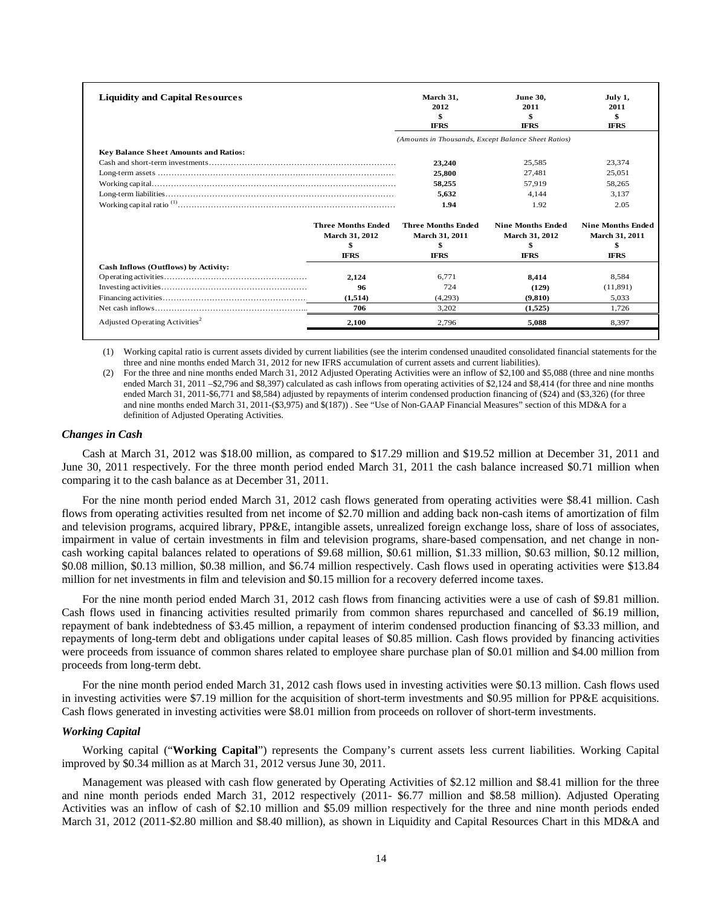| Liquidity and Capital Resources | March 31, 2012 $ IFRS | June 30, 2011 $ IFRS | July 1, 2011 $ IFRS |
|---|---|---|---|
| | *(Amounts in Thousands, Except Balance Sheet Ratios)* | | |
| **Key Balance Sheet Amounts and Ratios:** | | | |
| Cash and short-term investments | **23,240** | 25,585 | 23,374 |
| Long-term assets | **25,800** | 27,481 | 25,051 |
| Working capital | **58,255** | 57,919 | 58,265 |
| Long-term liabilities | **5,632** | 4,144 | 3,137 |
| Working capital ratio [(1)] | **1.94** | 1.92 | 2.05 |

| | Three Months Ended March 31, 2012 $ IFRS | Three Months Ended March 31, 2011 $ IFRS | Nine Months Ended March 31, 2012 $ IFRS | Nine Months Ended March 31, 2011 $ IFRS |
|---|---|---|---|---|
| **Cash Inflows (Outflows) by Activity:** | | | | |
| Operating activities | **2,124** | 6,771 | **8,414** | 8,584 |
| Investing activities | **96** | 724 | **(129)** | (11,891) |
| Financing activities | **(1,514)** | (4,293) | **(9,810)** | 5,033 |
| Net cash inflows | **706** | 3,202 | **(1,525)** | 1,726 |
| Adjusted Operating Activities[2] | **2,100** | 2,796 | **5,088** | 8,397 |

(1) Working capital ratio is current assets divided by current liabilities (see the interim condensed unaudited consolidated financial statements for the three and nine months ended March 31, 2012 for new IFRS accumulation of current assets and current liabilities).

(2) For the three and nine months ended March 31, 2012 Adjusted Operating Activities were an inflow of $2,100 and $5,088 (three and nine months ended March 31, 2011 –$2,796 and $8,397) calculated as cash inflows from operating activities of $2,124 and $8,414 (for three and nine months ended March 31, 2011-$6,771 and $8,584) adjusted by repayments of interim condensed production financing of ($24) and ($3,326) (for three and nine months ended March 31, 2011-($3,975) and $(187)) . See "Use of Non-GAAP Financial Measures" section of this MD&A for a definition of Adjusted Operating Activities.

### *Changes in Cash*

Cash at March 31, 2012 was $18.00 million, as compared to $17.29 million and $19.52 million at December 31, 2011 and June 30, 2011 respectively. For the three month period ended March 31, 2011 the cash balance increased $0.71 million when comparing it to the cash balance as at December 31, 2011.

For the nine month period ended March 31, 2012 cash flows generated from operating activities were $8.41 million. Cash flows from operating activities resulted from net income of $2.70 million and adding back non-cash items of amortization of film and television programs, acquired library, PP&E, intangible assets, unrealized foreign exchange loss, share of loss of associates, impairment in value of certain investments in film and television programs, share-based compensation, and net change in non-cash working capital balances related to operations of $9.68 million, $0.61 million, $1.33 million, $0.63 million, $0.12 million, $0.08 million, $0.13 million, $0.38 million, and $6.74 million respectively. Cash flows used in operating activities were $13.84 million for net investments in film and television and $0.15 million for a recovery deferred income taxes.

For the nine month period ended March 31, 2012 cash flows from financing activities were a use of cash of $9.81 million. Cash flows used in financing activities resulted primarily from common shares repurchased and cancelled of $6.19 million, repayment of bank indebtedness of $3.45 million, a repayment of interim condensed production financing of $3.33 million, and repayments of long-term debt and obligations under capital leases of $0.85 million. Cash flows provided by financing activities were proceeds from issuance of common shares related to employee share purchase plan of $0.01 million and $4.00 million from proceeds from long-term debt.

For the nine month period ended March 31, 2012 cash flows used in investing activities were $0.13 million. Cash flows used in investing activities were $7.19 million for the acquisition of short-term investments and $0.95 million for PP&E acquisitions. Cash flows generated in investing activities were $8.01 million from proceeds on rollover of short-term investments.

### *Working Capital*

Working capital ("**Working Capital**") represents the Company's current assets less current liabilities. Working Capital improved by $0.34 million as at March 31, 2012 versus June 30, 2011.

Management was pleased with cash flow generated by Operating Activities of $2.12 million and $8.41 million for the three and nine month periods ended March 31, 2012 respectively (2011- $6.77 million and $8.58 million). Adjusted Operating Activities was an inflow of cash of $2.10 million and $5.09 million respectively for the three and nine month periods ended March 31, 2012 (2011-$2.80 million and $8.40 million), as shown in Liquidity and Capital Resources Chart in this MD&A and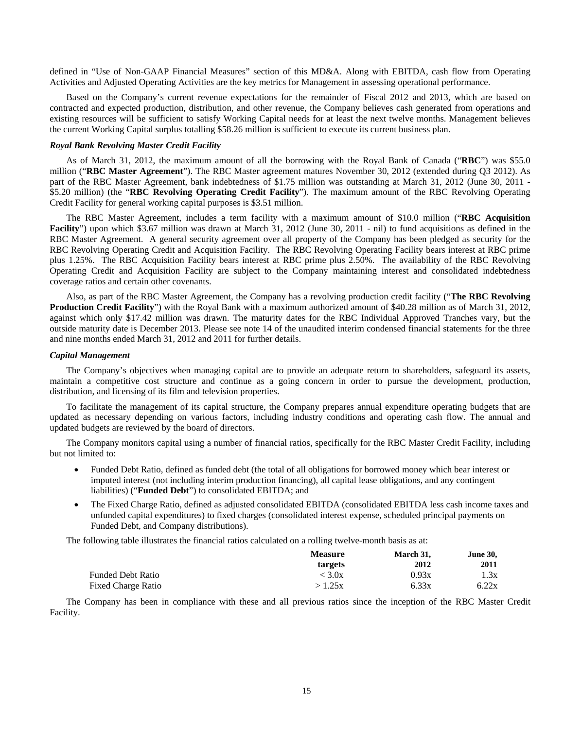defined in "Use of Non-GAAP Financial Measures" section of this MD&A. Along with EBITDA, cash flow from Operating Activities and Adjusted Operating Activities are the key metrics for Management in assessing operational performance.

Based on the Company's current revenue expectations for the remainder of Fiscal 2012 and 2013, which are based on contracted and expected production, distribution, and other revenue, the Company believes cash generated from operations and existing resources will be sufficient to satisfy Working Capital needs for at least the next twelve months. Management believes the current Working Capital surplus totalling $58.26 million is sufficient to execute its current business plan.

***Royal Bank Revolving Master Credit Facility***

As of March 31, 2012, the maximum amount of all the borrowing with the Royal Bank of Canada ("**RBC**") was $55.0 million ("**RBC Master Agreement**"). The RBC Master agreement matures November 30, 2012 (extended during Q3 2012). As part of the RBC Master Agreement, bank indebtedness of $1.75 million was outstanding at March 31, 2012 (June 30, 2011 - $5.20 million) (the "**RBC Revolving Operating Credit Facility**"). The maximum amount of the RBC Revolving Operating Credit Facility for general working capital purposes is $3.51 million.

The RBC Master Agreement, includes a term facility with a maximum amount of $10.0 million ("**RBC Acquisition Facility**") upon which $3.67 million was drawn at March 31, 2012 (June 30, 2011 - nil) to fund acquisitions as defined in the RBC Master Agreement. A general security agreement over all property of the Company has been pledged as security for the RBC Revolving Operating Credit and Acquisition Facility. The RBC Revolving Operating Facility bears interest at RBC prime plus 1.25%. The RBC Acquisition Facility bears interest at RBC prime plus 2.50%. The availability of the RBC Revolving Operating Credit and Acquisition Facility are subject to the Company maintaining interest and consolidated indebtedness coverage ratios and certain other covenants.

Also, as part of the RBC Master Agreement, the Company has a revolving production credit facility ("**The RBC Revolving Production Credit Facility**") with the Royal Bank with a maximum authorized amount of $40.28 million as of March 31, 2012, against which only $17.42 million was drawn. The maturity dates for the RBC Individual Approved Tranches vary, but the outside maturity date is December 2013. Please see note 14 of the unaudited interim condensed financial statements for the three and nine months ended March 31, 2012 and 2011 for further details.

***Capital Management***

The Company's objectives when managing capital are to provide an adequate return to shareholders, safeguard its assets, maintain a competitive cost structure and continue as a going concern in order to pursue the development, production, distribution, and licensing of its film and television properties.

To facilitate the management of its capital structure, the Company prepares annual expenditure operating budgets that are updated as necessary depending on various factors, including industry conditions and operating cash flow. The annual and updated budgets are reviewed by the board of directors.

The Company monitors capital using a number of financial ratios, specifically for the RBC Master Credit Facility, including but not limited to:

- Funded Debt Ratio, defined as funded debt (the total of all obligations for borrowed money which bear interest or imputed interest (not including interim production financing), all capital lease obligations, and any contingent liabilities) ("**Funded Debt**") to consolidated EBITDA; and
- The Fixed Charge Ratio, defined as adjusted consolidated EBITDA (consolidated EBITDA less cash income taxes and unfunded capital expenditures) to fixed charges (consolidated interest expense, scheduled principal payments on Funded Debt, and Company distributions).

The following table illustrates the financial ratios calculated on a rolling twelve-month basis as at:

| | Measure targets | March 31, 2012 | June 30, 2011 |
|---|---|---|---|
| Funded Debt Ratio | < 3.0x | 0.93x | 1.3x |
| Fixed Charge Ratio | > 1.25x | 6.33x | 6.22x |

The Company has been in compliance with these and all previous ratios since the inception of the RBC Master Credit Facility.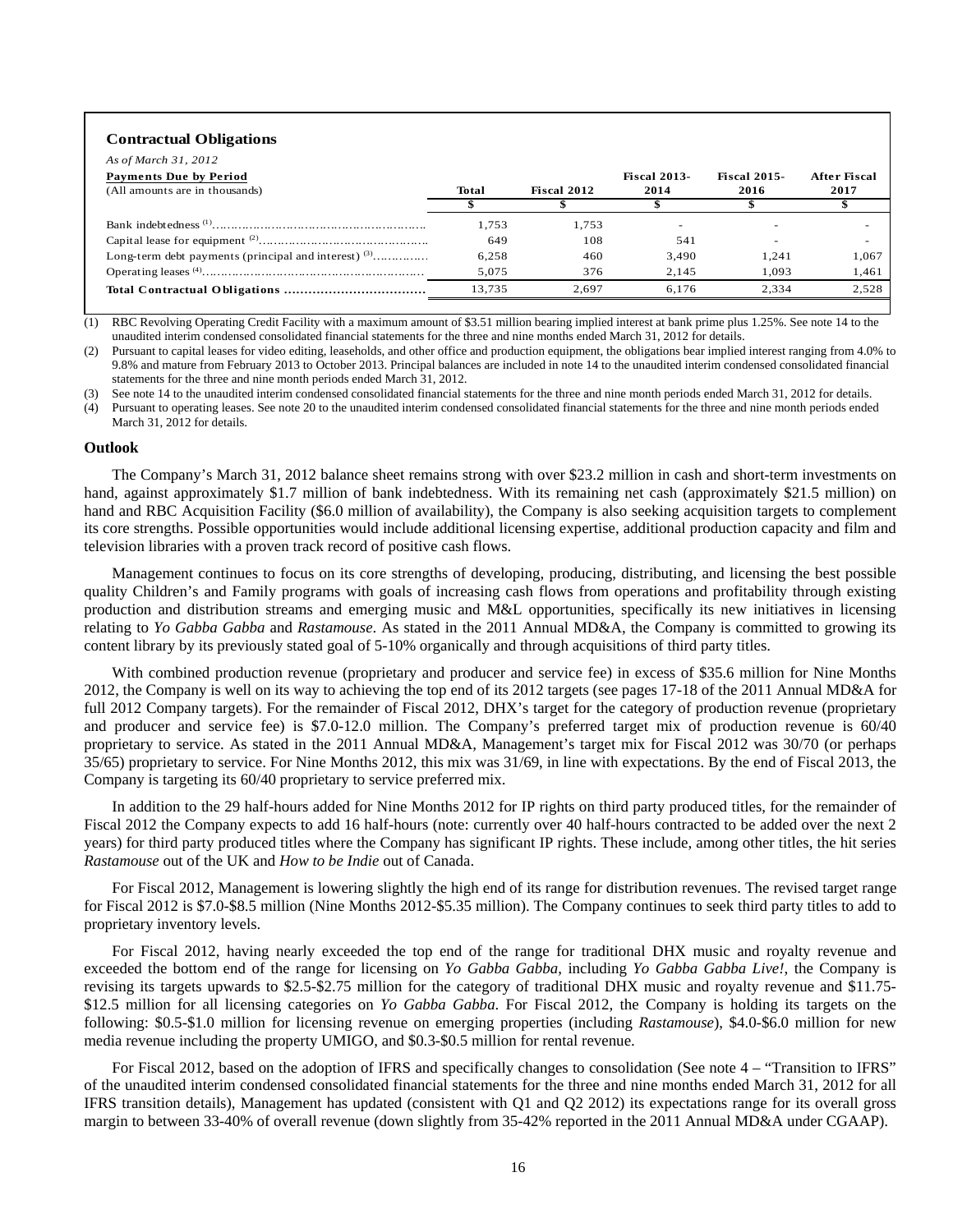## Contractual Obligations

*As of March 31, 2012*

| Payments Due by Period (All amounts are in thousands) | Total | Fiscal 2012 | Fiscal 2013-2014 | Fiscal 2015-2016 | After Fiscal 2017 |
|---|---|---|---|---|---|
| | $ | $ | $ | $ | $ |
| Bank indebtedness [1] | 1,753 | 1,753 | - | - | - |
| Capital lease for equipment [2] | 649 | 108 | 541 | - | - |
| Long-term debt payments (principal and interest) [3] | 6,258 | 460 | 3,490 | 1,241 | 1,067 |
| Operating leases [4] | 5,075 | 376 | 2,145 | 1,093 | 1,461 |
| **Total Contractual Obligations** | 13,735 | 2,697 | 6,176 | 2,334 | 2,528 |

(1) RBC Revolving Operating Credit Facility with a maximum amount of $3.51 million bearing implied interest at bank prime plus 1.25%. See note 14 to the unaudited interim condensed consolidated financial statements for the three and nine months ended March 31, 2012 for details.

(2) Pursuant to capital leases for video editing, leaseholds, and other office and production equipment, the obligations bear implied interest ranging from 4.0% to 9.8% and mature from February 2013 to October 2013. Principal balances are included in note 14 to the unaudited interim condensed consolidated financial statements for the three and nine month periods ended March 31, 2012.

(3) See note 14 to the unaudited interim condensed consolidated financial statements for the three and nine month periods ended March 31, 2012 for details.

(4) Pursuant to operating leases. See note 20 to the unaudited interim condensed consolidated financial statements for the three and nine month periods ended March 31, 2012 for details.

### Outlook

The Company's March 31, 2012 balance sheet remains strong with over $23.2 million in cash and short-term investments on hand, against approximately $1.7 million of bank indebtedness. With its remaining net cash (approximately $21.5 million) on hand and RBC Acquisition Facility ($6.0 million of availability), the Company is also seeking acquisition targets to complement its core strengths. Possible opportunities would include additional licensing expertise, additional production capacity and film and television libraries with a proven track record of positive cash flows.

Management continues to focus on its core strengths of developing, producing, distributing, and licensing the best possible quality Children's and Family programs with goals of increasing cash flows from operations and profitability through existing production and distribution streams and emerging music and M&L opportunities, specifically its new initiatives in licensing relating to *Yo Gabba Gabba* and *Rastamouse*. As stated in the 2011 Annual MD&A, the Company is committed to growing its content library by its previously stated goal of 5-10% organically and through acquisitions of third party titles.

With combined production revenue (proprietary and producer and service fee) in excess of $35.6 million for Nine Months 2012, the Company is well on its way to achieving the top end of its 2012 targets (see pages 17-18 of the 2011 Annual MD&A for full 2012 Company targets). For the remainder of Fiscal 2012, DHX's target for the category of production revenue (proprietary and producer and service fee) is $7.0-12.0 million. The Company's preferred target mix of production revenue is 60/40 proprietary to service. As stated in the 2011 Annual MD&A, Management's target mix for Fiscal 2012 was 30/70 (or perhaps 35/65) proprietary to service. For Nine Months 2012, this mix was 31/69, in line with expectations. By the end of Fiscal 2013, the Company is targeting its 60/40 proprietary to service preferred mix.

In addition to the 29 half-hours added for Nine Months 2012 for IP rights on third party produced titles, for the remainder of Fiscal 2012 the Company expects to add 16 half-hours (note: currently over 40 half-hours contracted to be added over the next 2 years) for third party produced titles where the Company has significant IP rights. These include, among other titles, the hit series *Rastamouse* out of the UK and *How to be Indie* out of Canada.

For Fiscal 2012, Management is lowering slightly the high end of its range for distribution revenues. The revised target range for Fiscal 2012 is $7.0-$8.5 million (Nine Months 2012-$5.35 million). The Company continues to seek third party titles to add to proprietary inventory levels.

For Fiscal 2012, having nearly exceeded the top end of the range for traditional DHX music and royalty revenue and exceeded the bottom end of the range for licensing on *Yo Gabba Gabba*, including *Yo Gabba Gabba Live!*, the Company is revising its targets upwards to $2.5-$2.75 million for the category of traditional DHX music and royalty revenue and $11.75-$12.5 million for all licensing categories on *Yo Gabba Gabba*. For Fiscal 2012, the Company is holding its targets on the following: $0.5-$1.0 million for licensing revenue on emerging properties (including *Rastamouse*), $4.0-$6.0 million for new media revenue including the property UMIGO, and $0.3-$0.5 million for rental revenue.

For Fiscal 2012, based on the adoption of IFRS and specifically changes to consolidation (See note 4 – "Transition to IFRS" of the unaudited interim condensed consolidated financial statements for the three and nine months ended March 31, 2012 for all IFRS transition details), Management has updated (consistent with Q1 and Q2 2012) its expectations range for its overall gross margin to between 33-40% of overall revenue (down slightly from 35-42% reported in the 2011 Annual MD&A under CGAAP).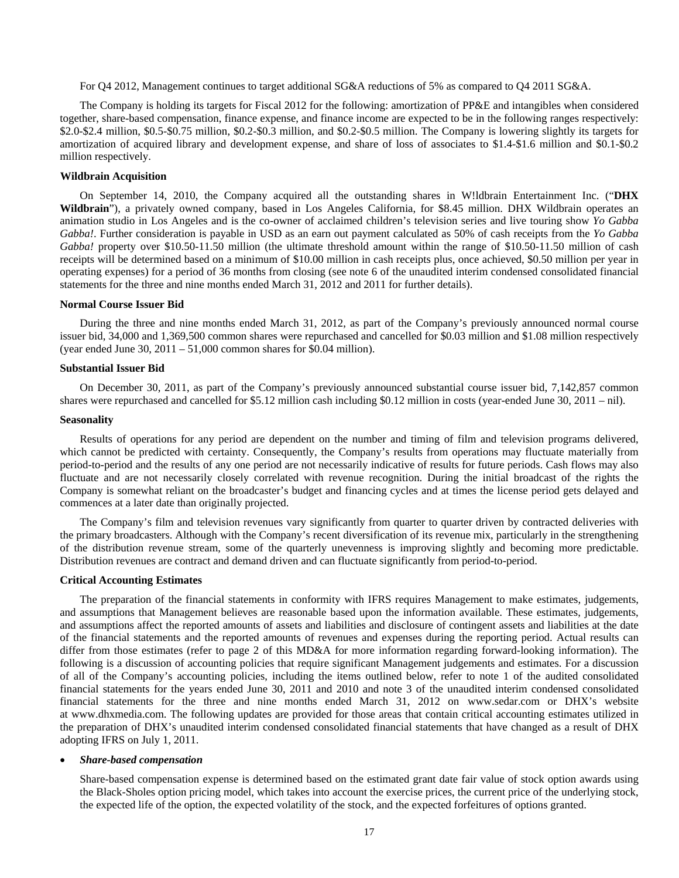For Q4 2012, Management continues to target additional SG&A reductions of 5% as compared to Q4 2011 SG&A.

The Company is holding its targets for Fiscal 2012 for the following: amortization of PP&E and intangibles when considered together, share-based compensation, finance expense, and finance income are expected to be in the following ranges respectively: \$2.0-\$2.4 million, \$0.5-\$0.75 million, \$0.2-\$0.3 million, and \$0.2-\$0.5 million. The Company is lowering slightly its targets for amortization of acquired library and development expense, and share of loss of associates to \$1.4-\$1.6 million and \$0.1-\$0.2 million respectively.

**Wildbrain Acquisition**

On September 14, 2010, the Company acquired all the outstanding shares in W!ldbrain Entertainment Inc. ("**DHX Wildbrain**"), a privately owned company, based in Los Angeles California, for \$8.45 million. DHX Wildbrain operates an animation studio in Los Angeles and is the co-owner of acclaimed children's television series and live touring show *Yo Gabba Gabba!*. Further consideration is payable in USD as an earn out payment calculated as 50% of cash receipts from the *Yo Gabba Gabba!* property over \$10.50-11.50 million (the ultimate threshold amount within the range of \$10.50-11.50 million of cash receipts will be determined based on a minimum of \$10.00 million in cash receipts plus, once achieved, \$0.50 million per year in operating expenses) for a period of 36 months from closing (see note 6 of the unaudited interim condensed consolidated financial statements for the three and nine months ended March 31, 2012 and 2011 for further details).

**Normal Course Issuer Bid**

During the three and nine months ended March 31, 2012, as part of the Company's previously announced normal course issuer bid, 34,000 and 1,369,500 common shares were repurchased and cancelled for \$0.03 million and \$1.08 million respectively (year ended June 30, 2011 – 51,000 common shares for \$0.04 million).

**Substantial Issuer Bid**

On December 30, 2011, as part of the Company's previously announced substantial course issuer bid, 7,142,857 common shares were repurchased and cancelled for \$5.12 million cash including \$0.12 million in costs (year-ended June 30, 2011 – nil).

**Seasonality**

Results of operations for any period are dependent on the number and timing of film and television programs delivered, which cannot be predicted with certainty. Consequently, the Company's results from operations may fluctuate materially from period-to-period and the results of any one period are not necessarily indicative of results for future periods. Cash flows may also fluctuate and are not necessarily closely correlated with revenue recognition. During the initial broadcast of the rights the Company is somewhat reliant on the broadcaster's budget and financing cycles and at times the license period gets delayed and commences at a later date than originally projected.

The Company's film and television revenues vary significantly from quarter to quarter driven by contracted deliveries with the primary broadcasters. Although with the Company's recent diversification of its revenue mix, particularly in the strengthening of the distribution revenue stream, some of the quarterly unevenness is improving slightly and becoming more predictable. Distribution revenues are contract and demand driven and can fluctuate significantly from period-to-period.

**Critical Accounting Estimates**

The preparation of the financial statements in conformity with IFRS requires Management to make estimates, judgements, and assumptions that Management believes are reasonable based upon the information available. These estimates, judgements, and assumptions affect the reported amounts of assets and liabilities and disclosure of contingent assets and liabilities at the date of the financial statements and the reported amounts of revenues and expenses during the reporting period. Actual results can differ from those estimates (refer to page 2 of this MD&A for more information regarding forward-looking information). The following is a discussion of accounting policies that require significant Management judgements and estimates. For a discussion of all of the Company's accounting policies, including the items outlined below, refer to note 1 of the audited consolidated financial statements for the years ended June 30, 2011 and 2010 and note 3 of the unaudited interim condensed consolidated financial statements for the three and nine months ended March 31, 2012 on www.sedar.com or DHX's website at www.dhxmedia.com. The following updates are provided for those areas that contain critical accounting estimates utilized in the preparation of DHX's unaudited interim condensed consolidated financial statements that have changed as a result of DHX adopting IFRS on July 1, 2011.

- ***Share-based compensation***

  Share-based compensation expense is determined based on the estimated grant date fair value of stock option awards using the Black-Sholes option pricing model, which takes into account the exercise prices, the current price of the underlying stock, the expected life of the option, the expected volatility of the stock, and the expected forfeitures of options granted.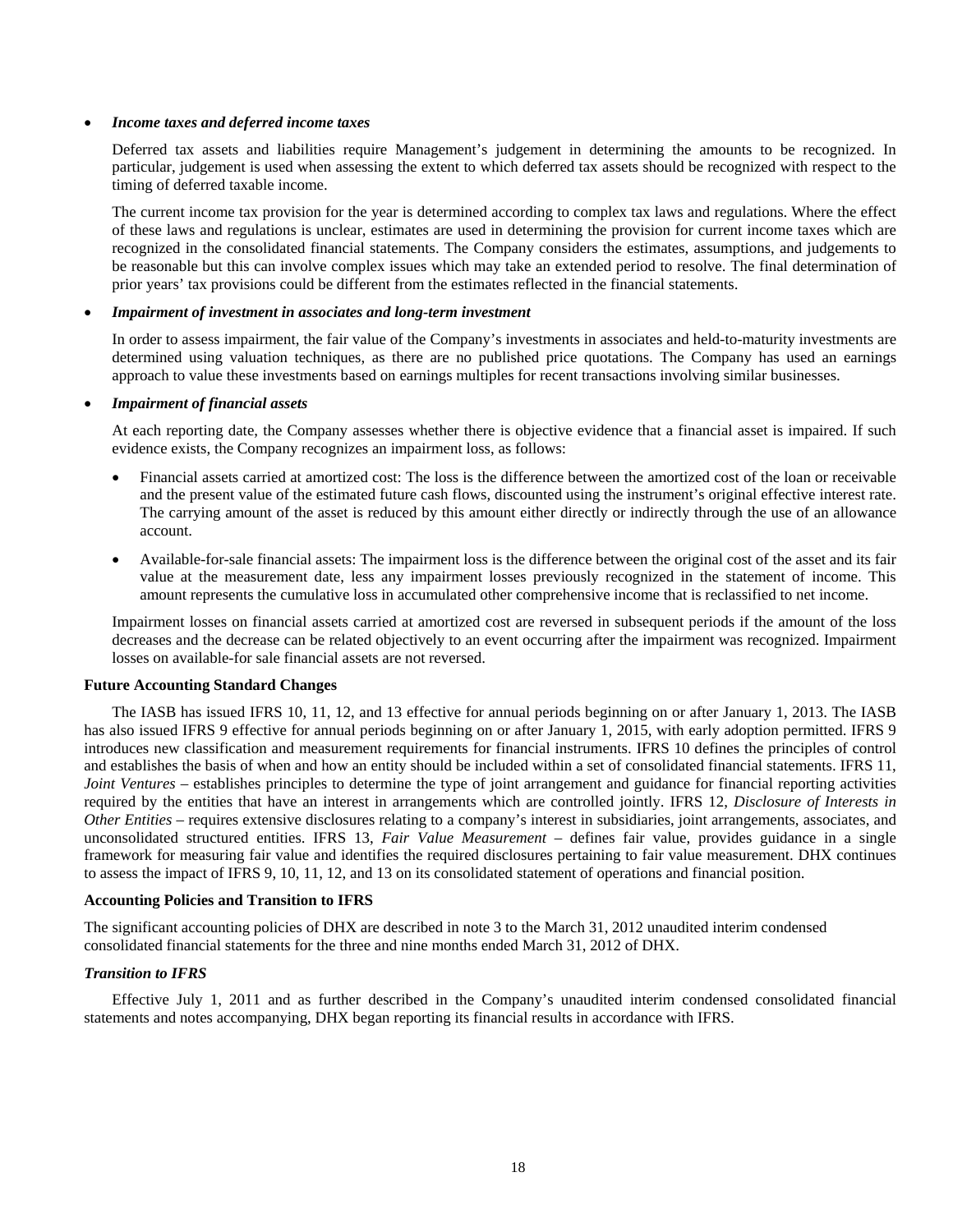- ***Income taxes and deferred income taxes***

  Deferred tax assets and liabilities require Management's judgement in determining the amounts to be recognized. In particular, judgement is used when assessing the extent to which deferred tax assets should be recognized with respect to the timing of deferred taxable income.

  The current income tax provision for the year is determined according to complex tax laws and regulations. Where the effect of these laws and regulations is unclear, estimates are used in determining the provision for current income taxes which are recognized in the consolidated financial statements. The Company considers the estimates, assumptions, and judgements to be reasonable but this can involve complex issues which may take an extended period to resolve. The final determination of prior years' tax provisions could be different from the estimates reflected in the financial statements.

- ***Impairment of investment in associates and long-term investment***

  In order to assess impairment, the fair value of the Company's investments in associates and held-to-maturity investments are determined using valuation techniques, as there are no published price quotations. The Company has used an earnings approach to value these investments based on earnings multiples for recent transactions involving similar businesses.

- ***Impairment of financial assets***

  At each reporting date, the Company assesses whether there is objective evidence that a financial asset is impaired. If such evidence exists, the Company recognizes an impairment loss, as follows:

  - Financial assets carried at amortized cost: The loss is the difference between the amortized cost of the loan or receivable and the present value of the estimated future cash flows, discounted using the instrument's original effective interest rate. The carrying amount of the asset is reduced by this amount either directly or indirectly through the use of an allowance account.

  - Available-for-sale financial assets: The impairment loss is the difference between the original cost of the asset and its fair value at the measurement date, less any impairment losses previously recognized in the statement of income. This amount represents the cumulative loss in accumulated other comprehensive income that is reclassified to net income.

  Impairment losses on financial assets carried at amortized cost are reversed in subsequent periods if the amount of the loss decreases and the decrease can be related objectively to an event occurring after the impairment was recognized. Impairment losses on available-for sale financial assets are not reversed.

**Future Accounting Standard Changes**

The IASB has issued IFRS 10, 11, 12, and 13 effective for annual periods beginning on or after January 1, 2013. The IASB has also issued IFRS 9 effective for annual periods beginning on or after January 1, 2015, with early adoption permitted. IFRS 9 introduces new classification and measurement requirements for financial instruments. IFRS 10 defines the principles of control and establishes the basis of when and how an entity should be included within a set of consolidated financial statements. IFRS 11, *Joint Ventures* – establishes principles to determine the type of joint arrangement and guidance for financial reporting activities required by the entities that have an interest in arrangements which are controlled jointly. IFRS 12, *Disclosure of Interests in Other Entities* – requires extensive disclosures relating to a company's interest in subsidiaries, joint arrangements, associates, and unconsolidated structured entities. IFRS 13, *Fair Value Measurement* – defines fair value, provides guidance in a single framework for measuring fair value and identifies the required disclosures pertaining to fair value measurement. DHX continues to assess the impact of IFRS 9, 10, 11, 12, and 13 on its consolidated statement of operations and financial position.

**Accounting Policies and Transition to IFRS**

The significant accounting policies of DHX are described in note 3 to the March 31, 2012 unaudited interim condensed consolidated financial statements for the three and nine months ended March 31, 2012 of DHX.

***Transition to IFRS***

Effective July 1, 2011 and as further described in the Company's unaudited interim condensed consolidated financial statements and notes accompanying, DHX began reporting its financial results in accordance with IFRS.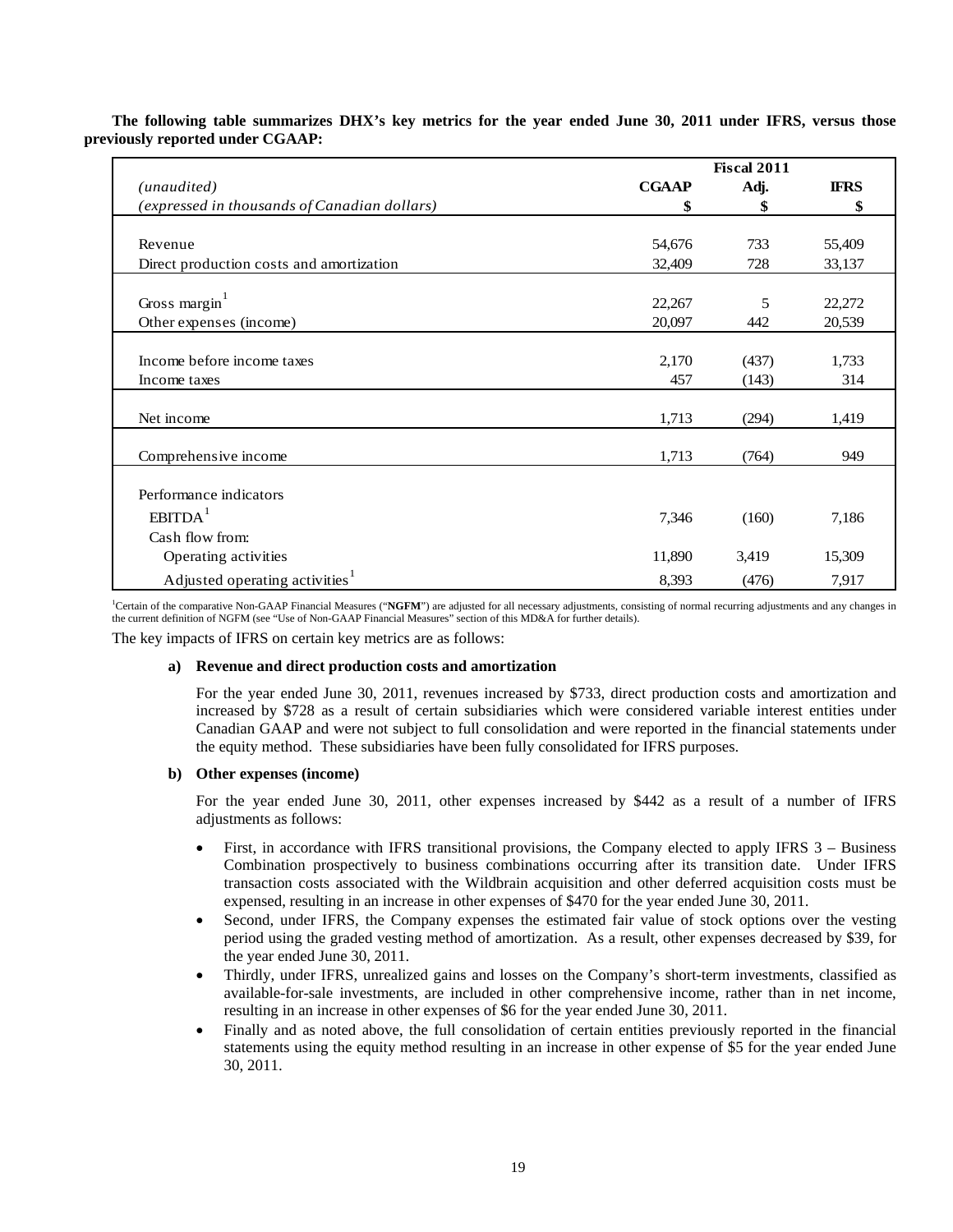**The following table summarizes DHX's key metrics for the year ended June 30, 2011 under IFRS, versus those previously reported under CGAAP:**

| *(unaudited)* | Fiscal 2011 | | |
|---|---|---|---|
| *(expressed in thousands of Canadian dollars)* | **CGAAP** **$** | **Adj.** **$** | **IFRS** **$** |
| Revenue | 54,676 | 733 | 55,409 |
| Direct production costs and amortization | 32,409 | 728 | 33,137 |
| Gross margin[1] | 22,267 | 5 | 22,272 |
| Other expenses (income) | 20,097 | 442 | 20,539 |
| Income before income taxes | 2,170 | (437) | 1,733 |
| Income taxes | 457 | (143) | 314 |
| Net income | 1,713 | (294) | 1,419 |
| Comprehensive income | 1,713 | (764) | 949 |
| Performance indicators | | | |
| EBITDA[1] | 7,346 | (160) | 7,186 |
| Cash flow from: | | | |
| Operating activities | 11,890 | 3,419 | 15,309 |
| Adjusted operating activities[1] | 8,393 | (476) | 7,917 |

[1]Certain of the comparative Non-GAAP Financial Measures ("**NGFM**") are adjusted for all necessary adjustments, consisting of normal recurring adjustments and any changes in the current definition of NGFM (see "Use of Non-GAAP Financial Measures" section of this MD&A for further details).

The key impacts of IFRS on certain key metrics are as follows:

**a) Revenue and direct production costs and amortization**

For the year ended June 30, 2011, revenues increased by $733, direct production costs and amortization and increased by $728 as a result of certain subsidiaries which were considered variable interest entities under Canadian GAAP and were not subject to full consolidation and were reported in the financial statements under the equity method. These subsidiaries have been fully consolidated for IFRS purposes.

**b) Other expenses (income)**

For the year ended June 30, 2011, other expenses increased by $442 as a result of a number of IFRS adjustments as follows:

- First, in accordance with IFRS transitional provisions, the Company elected to apply IFRS 3 – Business Combination prospectively to business combinations occurring after its transition date. Under IFRS transaction costs associated with the Wildbrain acquisition and other deferred acquisition costs must be expensed, resulting in an increase in other expenses of $470 for the year ended June 30, 2011.
- Second, under IFRS, the Company expenses the estimated fair value of stock options over the vesting period using the graded vesting method of amortization. As a result, other expenses decreased by $39, for the year ended June 30, 2011.
- Thirdly, under IFRS, unrealized gains and losses on the Company's short-term investments, classified as available-for-sale investments, are included in other comprehensive income, rather than in net income, resulting in an increase in other expenses of $6 for the year ended June 30, 2011.
- Finally and as noted above, the full consolidation of certain entities previously reported in the financial statements using the equity method resulting in an increase in other expense of $5 for the year ended June 30, 2011.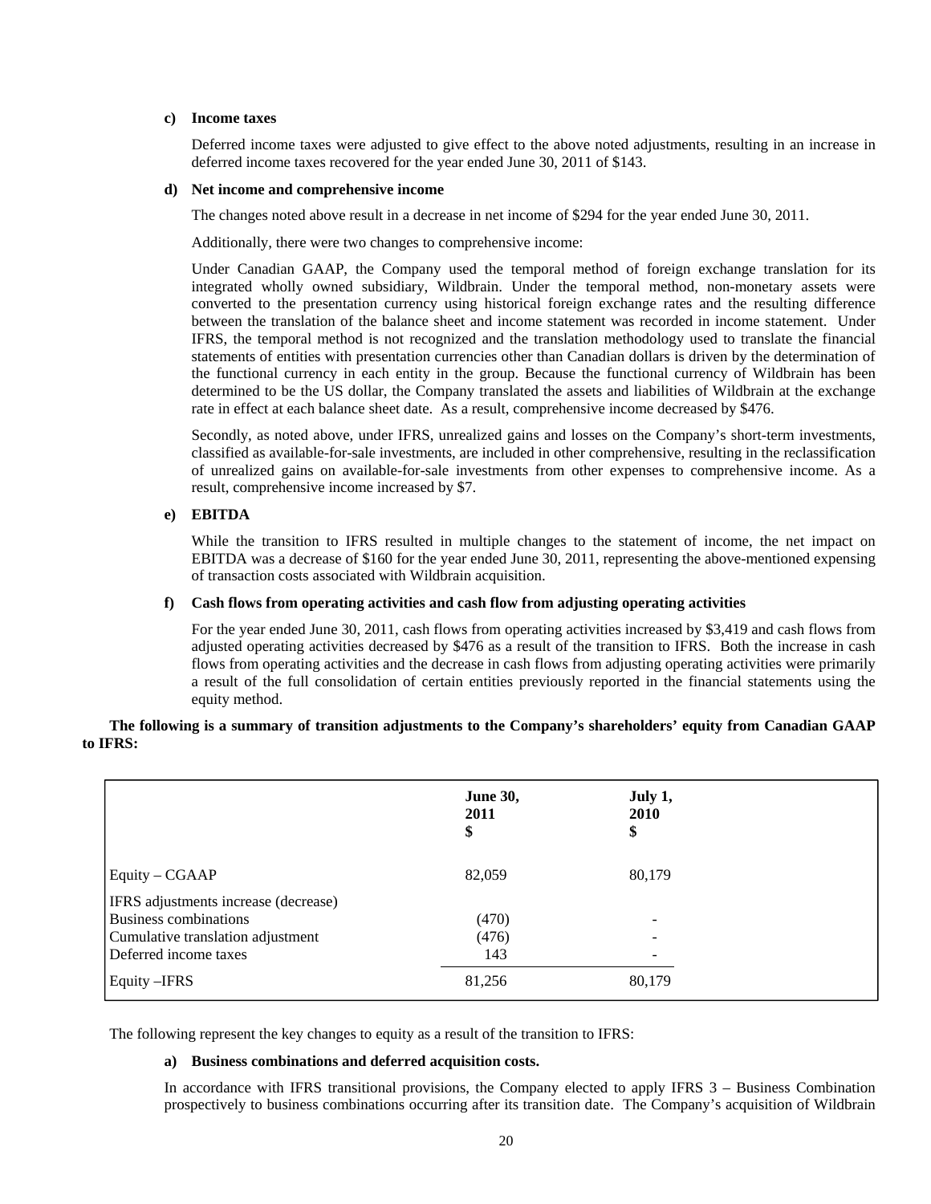**c) Income taxes**

Deferred income taxes were adjusted to give effect to the above noted adjustments, resulting in an increase in deferred income taxes recovered for the year ended June 30, 2011 of $143.

**d) Net income and comprehensive income**

The changes noted above result in a decrease in net income of $294 for the year ended June 30, 2011.

Additionally, there were two changes to comprehensive income:

Under Canadian GAAP, the Company used the temporal method of foreign exchange translation for its integrated wholly owned subsidiary, Wildbrain. Under the temporal method, non-monetary assets were converted to the presentation currency using historical foreign exchange rates and the resulting difference between the translation of the balance sheet and income statement was recorded in income statement. Under IFRS, the temporal method is not recognized and the translation methodology used to translate the financial statements of entities with presentation currencies other than Canadian dollars is driven by the determination of the functional currency in each entity in the group. Because the functional currency of Wildbrain has been determined to be the US dollar, the Company translated the assets and liabilities of Wildbrain at the exchange rate in effect at each balance sheet date. As a result, comprehensive income decreased by $476.

Secondly, as noted above, under IFRS, unrealized gains and losses on the Company's short-term investments, classified as available-for-sale investments, are included in other comprehensive, resulting in the reclassification of unrealized gains on available-for-sale investments from other expenses to comprehensive income. As a result, comprehensive income increased by $7.

**e) EBITDA**

While the transition to IFRS resulted in multiple changes to the statement of income, the net impact on EBITDA was a decrease of $160 for the year ended June 30, 2011, representing the above-mentioned expensing of transaction costs associated with Wildbrain acquisition.

**f) Cash flows from operating activities and cash flow from adjusting operating activities**

For the year ended June 30, 2011, cash flows from operating activities increased by $3,419 and cash flows from adjusted operating activities decreased by $476 as a result of the transition to IFRS. Both the increase in cash flows from operating activities and the decrease in cash flows from adjusting operating activities were primarily a result of the full consolidation of certain entities previously reported in the financial statements using the equity method.

**The following is a summary of transition adjustments to the Company's shareholders' equity from Canadian GAAP to IFRS:**

| | June 30, 2011 $ | July 1, 2010 $ |
|---|---|---|
| Equity – CGAAP | 82,059 | 80,179 |
| IFRS adjustments increase (decrease) | | |
| Business combinations | (470) | - |
| Cumulative translation adjustment | (476) | - |
| Deferred income taxes | 143 | - |
| Equity –IFRS | 81,256 | 80,179 |

The following represent the key changes to equity as a result of the transition to IFRS:

**a) Business combinations and deferred acquisition costs.**

In accordance with IFRS transitional provisions, the Company elected to apply IFRS 3 – Business Combination prospectively to business combinations occurring after its transition date. The Company's acquisition of Wildbrain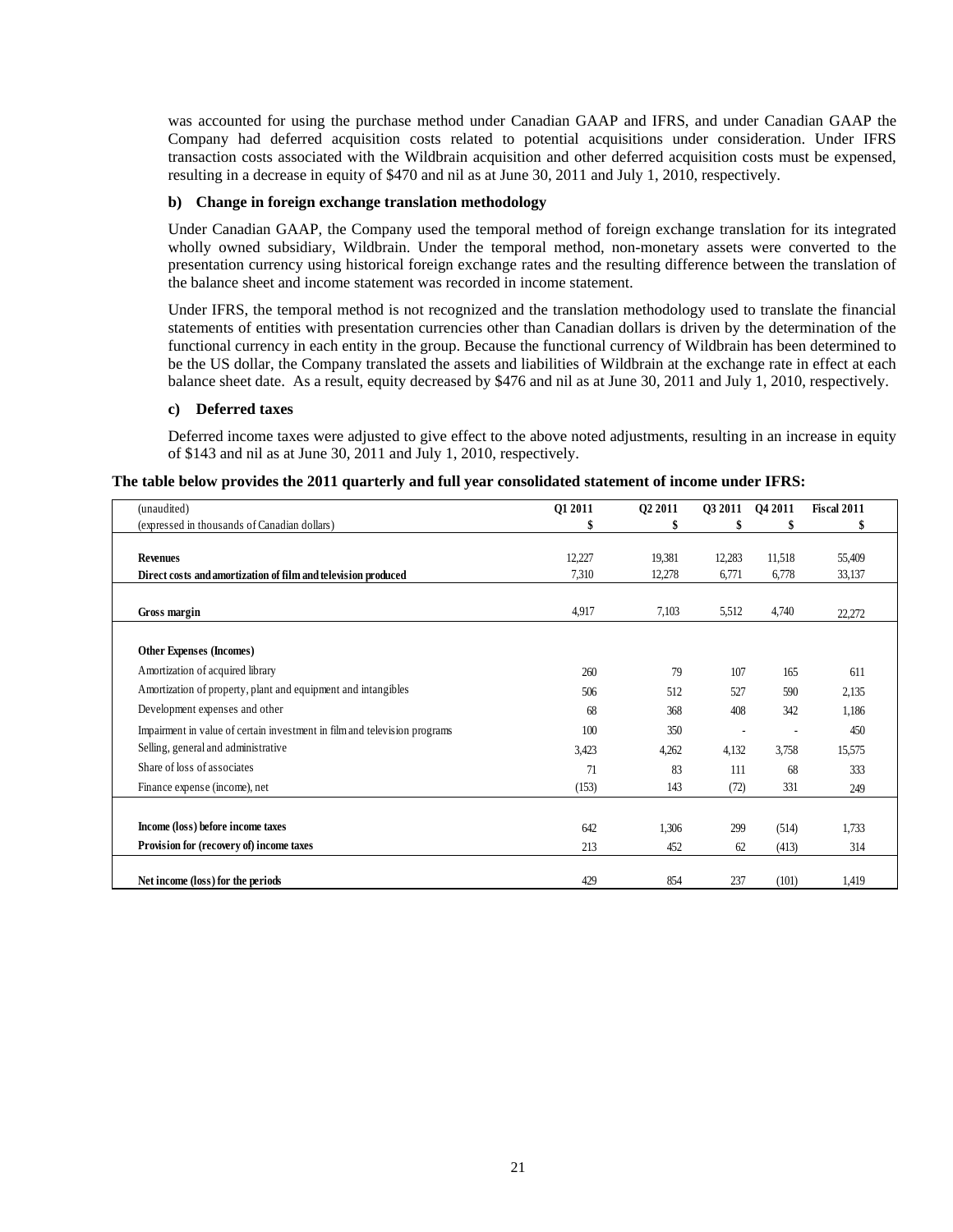was accounted for using the purchase method under Canadian GAAP and IFRS, and under Canadian GAAP the Company had deferred acquisition costs related to potential acquisitions under consideration. Under IFRS transaction costs associated with the Wildbrain acquisition and other deferred acquisition costs must be expensed, resulting in a decrease in equity of $470 and nil as at June 30, 2011 and July 1, 2010, respectively.

**b) Change in foreign exchange translation methodology**

Under Canadian GAAP, the Company used the temporal method of foreign exchange translation for its integrated wholly owned subsidiary, Wildbrain. Under the temporal method, non-monetary assets were converted to the presentation currency using historical foreign exchange rates and the resulting difference between the translation of the balance sheet and income statement was recorded in income statement.

Under IFRS, the temporal method is not recognized and the translation methodology used to translate the financial statements of entities with presentation currencies other than Canadian dollars is driven by the determination of the functional currency in each entity in the group. Because the functional currency of Wildbrain has been determined to be the US dollar, the Company translated the assets and liabilities of Wildbrain at the exchange rate in effect at each balance sheet date. As a result, equity decreased by $476 and nil as at June 30, 2011 and July 1, 2010, respectively.

**c) Deferred taxes**

Deferred income taxes were adjusted to give effect to the above noted adjustments, resulting in an increase in equity of $143 and nil as at June 30, 2011 and July 1, 2010, respectively.

**The table below provides the 2011 quarterly and full year consolidated statement of income under IFRS:**

| (unaudited) | Q1 2011 | Q2 2011 | Q3 2011 | Q4 2011 | Fiscal 2011 |
|---|---|---|---|---|---|
| (expressed in thousands of Canadian dollars) | $ | $ | $ | $ | $ |
| **Revenues** | 12,227 | 19,381 | 12,283 | 11,518 | 55,409 |
| **Direct costs and amortization of film and television produced** | 7,310 | 12,278 | 6,771 | 6,778 | 33,137 |
| **Gross margin** | 4,917 | 7,103 | 5,512 | 4,740 | 22,272 |
| **Other Expenses (Incomes)** | | | | | |
| Amortization of acquired library | 260 | 79 | 107 | 165 | 611 |
| Amortization of property, plant and equipment and intangibles | 506 | 512 | 527 | 590 | 2,135 |
| Development expenses and other | 68 | 368 | 408 | 342 | 1,186 |
| Impairment in value of certain investment in film and television programs | 100 | 350 | - | - | 450 |
| Selling, general and administrative | 3,423 | 4,262 | 4,132 | 3,758 | 15,575 |
| Share of loss of associates | 71 | 83 | 111 | 68 | 333 |
| Finance expense (income), net | (153) | 143 | (72) | 331 | 249 |
| **Income (loss) before income taxes** | 642 | 1,306 | 299 | (514) | 1,733 |
| **Provision for (recovery of) income taxes** | 213 | 452 | 62 | (413) | 314 |
| **Net income (loss) for the periods** | 429 | 854 | 237 | (101) | 1,419 |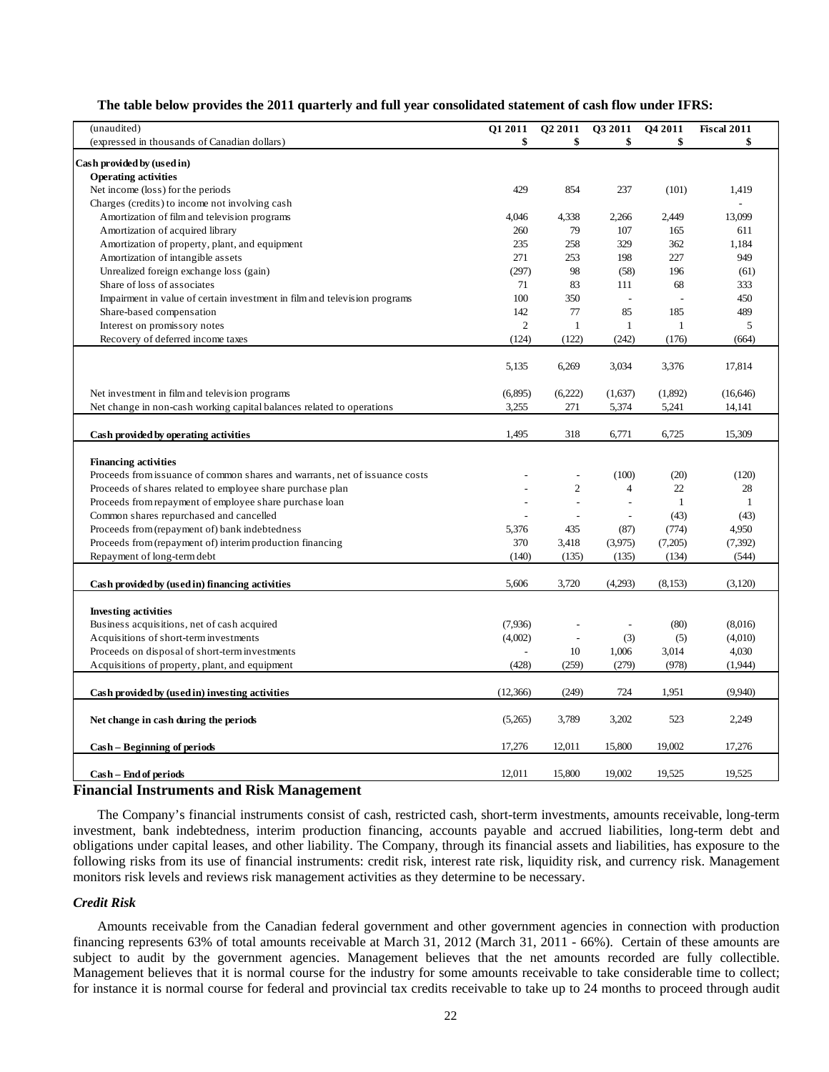**The table below provides the 2011 quarterly and full year consolidated statement of cash flow under IFRS:**

| (unaudited)<br>(expressed in thousands of Canadian dollars) | Q1 2011<br>$ | Q2 2011<br>$ | Q3 2011<br>$ | Q4 2011<br>$ | Fiscal 2011<br>$ |
|---|---|---|---|---|---|
| **Cash provided by (used in)** | | | | | |
| **Operating activities** | | | | | |
| Net income (loss) for the periods | 429 | 854 | 237 | (101) | 1,419 |
| Charges (credits) to income not involving cash | | | | | - |
| Amortization of film and television programs | 4,046 | 4,338 | 2,266 | 2,449 | 13,099 |
| Amortization of acquired library | 260 | 79 | 107 | 165 | 611 |
| Amortization of property, plant, and equipment | 235 | 258 | 329 | 362 | 1,184 |
| Amortization of intangible assets | 271 | 253 | 198 | 227 | 949 |
| Unrealized foreign exchange loss (gain) | (297) | 98 | (58) | 196 | (61) |
| Share of loss of associates | 71 | 83 | 111 | 68 | 333 |
| Impairment in value of certain investment in film and television programs | 100 | 350 | - | - | 450 |
| Share-based compensation | 142 | 77 | 85 | 185 | 489 |
| Interest on promissory notes | 2 | 1 | 1 | 1 | 5 |
| Recovery of deferred income taxes | (124) | (122) | (242) | (176) | (664) |
| | 5,135 | 6,269 | 3,034 | 3,376 | 17,814 |
| Net investment in film and television programs | (6,895) | (6,222) | (1,637) | (1,892) | (16,646) |
| Net change in non-cash working capital balances related to operations | 3,255 | 271 | 5,374 | 5,241 | 14,141 |
| **Cash provided by operating activities** | 1,495 | 318 | 6,771 | 6,725 | 15,309 |
| **Financing activities** | | | | | |
| Proceeds from issuance of common shares and warrants, net of issuance costs | - | - | (100) | (20) | (120) |
| Proceeds of shares related to employee share purchase plan | - | 2 | 4 | 22 | 28 |
| Proceeds from repayment of employee share purchase loan | - | - | - | 1 | 1 |
| Common shares repurchased and cancelled | - | - | - | (43) | (43) |
| Proceeds from (repayment of) bank indebtedness | 5,376 | 435 | (87) | (774) | 4,950 |
| Proceeds from (repayment of) interim production financing | 370 | 3,418 | (3,975) | (7,205) | (7,392) |
| Repayment of long-term debt | (140) | (135) | (135) | (134) | (544) |
| **Cash provided by (used in) financing activities** | 5,606 | 3,720 | (4,293) | (8,153) | (3,120) |
| **Investing activities** | | | | | |
| Business acquisitions, net of cash acquired | (7,936) | - | - | (80) | (8,016) |
| Acquisitions of short-term investments | (4,002) | - | (3) | (5) | (4,010) |
| Proceeds on disposal of short-term investments | - | 10 | 1,006 | 3,014 | 4,030 |
| Acquisitions of property, plant, and equipment | (428) | (259) | (279) | (978) | (1,944) |
| **Cash provided by (used in) investing activities** | (12,366) | (249) | 724 | 1,951 | (9,940) |
| **Net change in cash during the periods** | (5,265) | 3,789 | 3,202 | 523 | 2,249 |
| **Cash – Beginning of periods** | 17,276 | 12,011 | 15,800 | 19,002 | 17,276 |
| **Cash – End of periods** | 12,011 | 15,800 | 19,002 | 19,525 | 19,525 |

## Financial Instruments and Risk Management

The Company's financial instruments consist of cash, restricted cash, short-term investments, amounts receivable, long-term investment, bank indebtedness, interim production financing, accounts payable and accrued liabilities, long-term debt and obligations under capital leases, and other liability. The Company, through its financial assets and liabilities, has exposure to the following risks from its use of financial instruments: credit risk, interest rate risk, liquidity risk, and currency risk. Management monitors risk levels and reviews risk management activities as they determine to be necessary.

### *Credit Risk*

Amounts receivable from the Canadian federal government and other government agencies in connection with production financing represents 63% of total amounts receivable at March 31, 2012 (March 31, 2011 - 66%). Certain of these amounts are subject to audit by the government agencies. Management believes that the net amounts recorded are fully collectible. Management believes that it is normal course for the industry for some amounts receivable to take considerable time to collect; for instance it is normal course for federal and provincial tax credits receivable to take up to 24 months to proceed through audit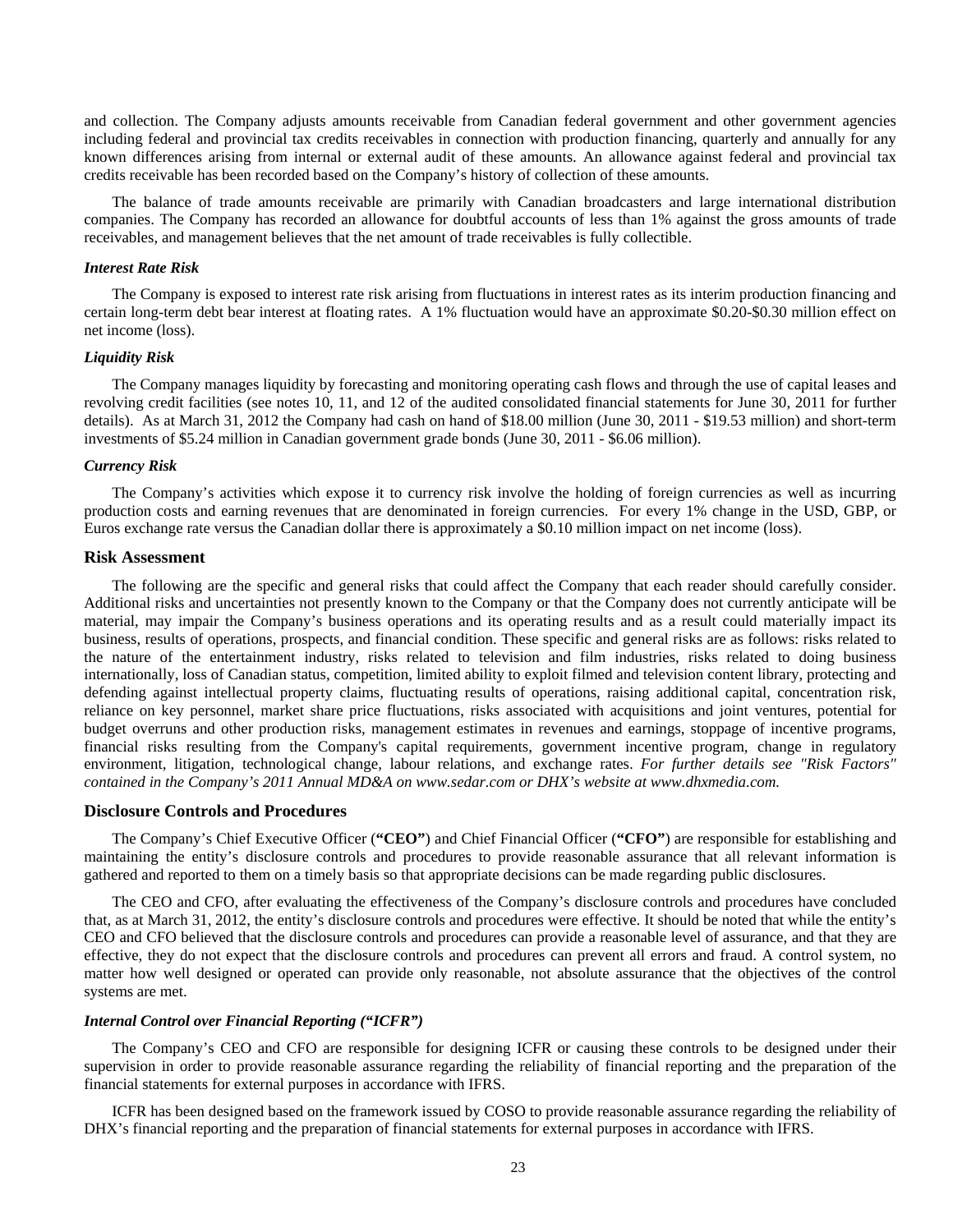and collection. The Company adjusts amounts receivable from Canadian federal government and other government agencies including federal and provincial tax credits receivables in connection with production financing, quarterly and annually for any known differences arising from internal or external audit of these amounts. An allowance against federal and provincial tax credits receivable has been recorded based on the Company's history of collection of these amounts.

The balance of trade amounts receivable are primarily with Canadian broadcasters and large international distribution companies. The Company has recorded an allowance for doubtful accounts of less than 1% against the gross amounts of trade receivables, and management believes that the net amount of trade receivables is fully collectible.

***Interest Rate Risk***

The Company is exposed to interest rate risk arising from fluctuations in interest rates as its interim production financing and certain long-term debt bear interest at floating rates. A 1% fluctuation would have an approximate $0.20-$0.30 million effect on net income (loss).

***Liquidity Risk***

The Company manages liquidity by forecasting and monitoring operating cash flows and through the use of capital leases and revolving credit facilities (see notes 10, 11, and 12 of the audited consolidated financial statements for June 30, 2011 for further details). As at March 31, 2012 the Company had cash on hand of $18.00 million (June 30, 2011 - $19.53 million) and short-term investments of $5.24 million in Canadian government grade bonds (June 30, 2011 - $6.06 million).

***Currency Risk***

The Company's activities which expose it to currency risk involve the holding of foreign currencies as well as incurring production costs and earning revenues that are denominated in foreign currencies. For every 1% change in the USD, GBP, or Euros exchange rate versus the Canadian dollar there is approximately a $0.10 million impact on net income (loss).

## Risk Assessment

The following are the specific and general risks that could affect the Company that each reader should carefully consider. Additional risks and uncertainties not presently known to the Company or that the Company does not currently anticipate will be material, may impair the Company's business operations and its operating results and as a result could materially impact its business, results of operations, prospects, and financial condition. These specific and general risks are as follows: risks related to the nature of the entertainment industry, risks related to television and film industries, risks related to doing business internationally, loss of Canadian status, competition, limited ability to exploit filmed and television content library, protecting and defending against intellectual property claims, fluctuating results of operations, raising additional capital, concentration risk, reliance on key personnel, market share price fluctuations, risks associated with acquisitions and joint ventures, potential for budget overruns and other production risks, management estimates in revenues and earnings, stoppage of incentive programs, financial risks resulting from the Company's capital requirements, government incentive program, change in regulatory environment, litigation, technological change, labour relations, and exchange rates. *For further details see "Risk Factors" contained in the Company's 2011 Annual MD&A on www.sedar.com or DHX's website at www.dhxmedia.com.*

## Disclosure Controls and Procedures

The Company's Chief Executive Officer (**"CEO"**) and Chief Financial Officer (**"CFO"**) are responsible for establishing and maintaining the entity's disclosure controls and procedures to provide reasonable assurance that all relevant information is gathered and reported to them on a timely basis so that appropriate decisions can be made regarding public disclosures.

The CEO and CFO, after evaluating the effectiveness of the Company's disclosure controls and procedures have concluded that, as at March 31, 2012, the entity's disclosure controls and procedures were effective. It should be noted that while the entity's CEO and CFO believed that the disclosure controls and procedures can provide a reasonable level of assurance, and that they are effective, they do not expect that the disclosure controls and procedures can prevent all errors and fraud. A control system, no matter how well designed or operated can provide only reasonable, not absolute assurance that the objectives of the control systems are met.

***Internal Control over Financial Reporting ("ICFR")***

The Company's CEO and CFO are responsible for designing ICFR or causing these controls to be designed under their supervision in order to provide reasonable assurance regarding the reliability of financial reporting and the preparation of the financial statements for external purposes in accordance with IFRS.

ICFR has been designed based on the framework issued by COSO to provide reasonable assurance regarding the reliability of DHX's financial reporting and the preparation of financial statements for external purposes in accordance with IFRS.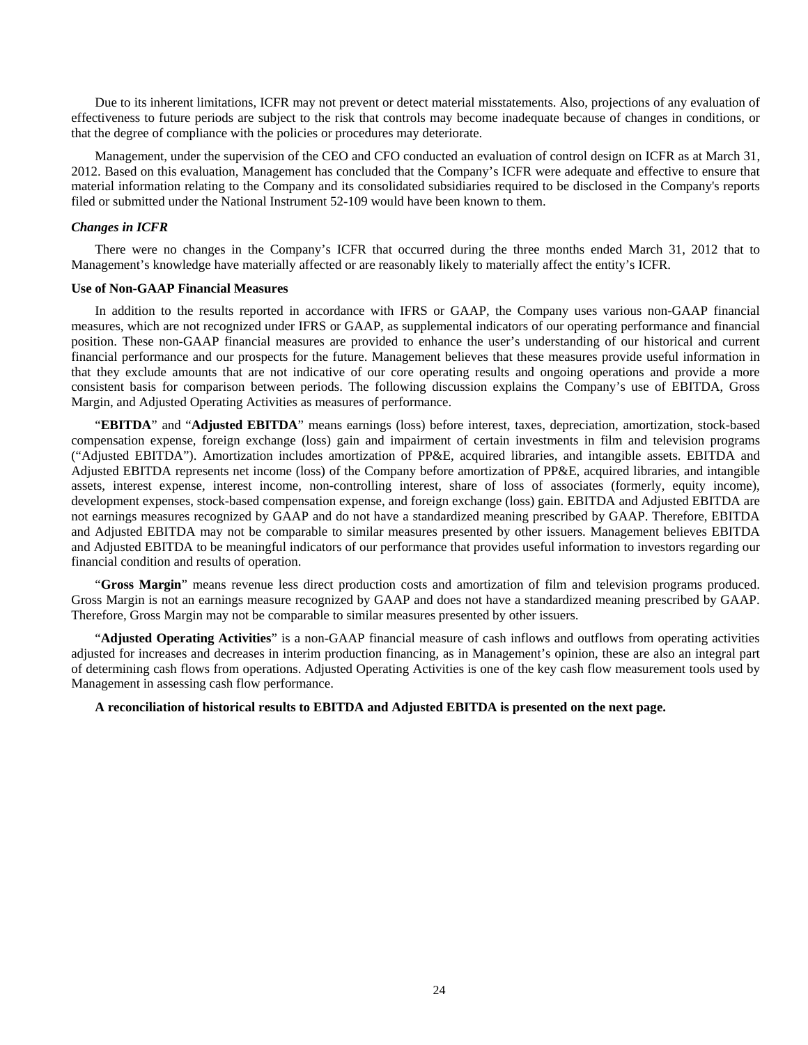Due to its inherent limitations, ICFR may not prevent or detect material misstatements. Also, projections of any evaluation of effectiveness to future periods are subject to the risk that controls may become inadequate because of changes in conditions, or that the degree of compliance with the policies or procedures may deteriorate.

Management, under the supervision of the CEO and CFO conducted an evaluation of control design on ICFR as at March 31, 2012. Based on this evaluation, Management has concluded that the Company's ICFR were adequate and effective to ensure that material information relating to the Company and its consolidated subsidiaries required to be disclosed in the Company's reports filed or submitted under the National Instrument 52-109 would have been known to them.

***Changes in ICFR***

There were no changes in the Company's ICFR that occurred during the three months ended March 31, 2012 that to Management's knowledge have materially affected or are reasonably likely to materially affect the entity's ICFR.

**Use of Non-GAAP Financial Measures**

In addition to the results reported in accordance with IFRS or GAAP, the Company uses various non-GAAP financial measures, which are not recognized under IFRS or GAAP, as supplemental indicators of our operating performance and financial position. These non-GAAP financial measures are provided to enhance the user's understanding of our historical and current financial performance and our prospects for the future. Management believes that these measures provide useful information in that they exclude amounts that are not indicative of our core operating results and ongoing operations and provide a more consistent basis for comparison between periods. The following discussion explains the Company's use of EBITDA, Gross Margin, and Adjusted Operating Activities as measures of performance.

"**EBITDA**" and "**Adjusted EBITDA**" means earnings (loss) before interest, taxes, depreciation, amortization, stock-based compensation expense, foreign exchange (loss) gain and impairment of certain investments in film and television programs ("Adjusted EBITDA"). Amortization includes amortization of PP&E, acquired libraries, and intangible assets. EBITDA and Adjusted EBITDA represents net income (loss) of the Company before amortization of PP&E, acquired libraries, and intangible assets, interest expense, interest income, non-controlling interest, share of loss of associates (formerly, equity income), development expenses, stock-based compensation expense, and foreign exchange (loss) gain. EBITDA and Adjusted EBITDA are not earnings measures recognized by GAAP and do not have a standardized meaning prescribed by GAAP. Therefore, EBITDA and Adjusted EBITDA may not be comparable to similar measures presented by other issuers. Management believes EBITDA and Adjusted EBITDA to be meaningful indicators of our performance that provides useful information to investors regarding our financial condition and results of operation.

"**Gross Margin**" means revenue less direct production costs and amortization of film and television programs produced. Gross Margin is not an earnings measure recognized by GAAP and does not have a standardized meaning prescribed by GAAP. Therefore, Gross Margin may not be comparable to similar measures presented by other issuers.

"**Adjusted Operating Activities**" is a non-GAAP financial measure of cash inflows and outflows from operating activities adjusted for increases and decreases in interim production financing, as in Management's opinion, these are also an integral part of determining cash flows from operations. Adjusted Operating Activities is one of the key cash flow measurement tools used by Management in assessing cash flow performance.

**A reconciliation of historical results to EBITDA and Adjusted EBITDA is presented on the next page.**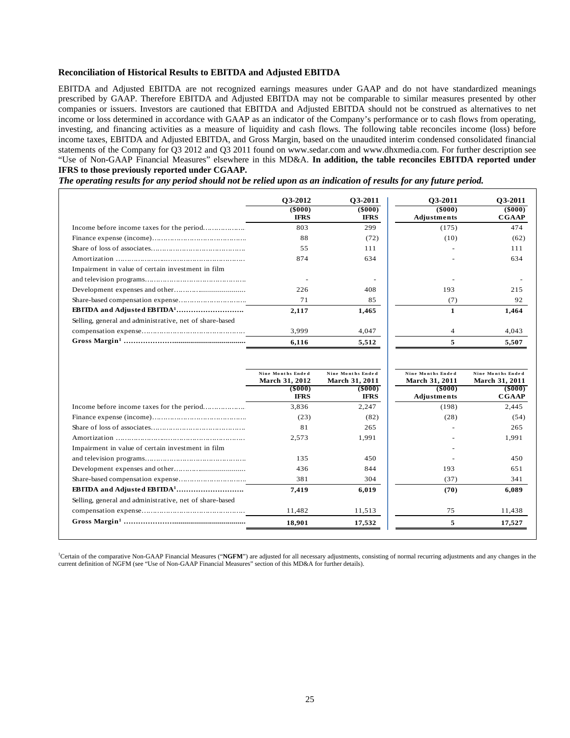**Reconciliation of Historical Results to EBITDA and Adjusted EBITDA**

EBITDA and Adjusted EBITDA are not recognized earnings measures under GAAP and do not have standardized meanings prescribed by GAAP. Therefore EBITDA and Adjusted EBITDA may not be comparable to similar measures presented by other companies or issuers. Investors are cautioned that EBITDA and Adjusted EBITDA should not be construed as alternatives to net income or loss determined in accordance with GAAP as an indicator of the Company's performance or to cash flows from operating, investing, and financing activities as a measure of liquidity and cash flows. The following table reconciles income (loss) before income taxes, EBITDA and Adjusted EBITDA, and Gross Margin, based on the unaudited interim condensed consolidated financial statements of the Company for Q3 2012 and Q3 2011 found on www.sedar.com and www.dhxmedia.com. For further description see "Use of Non-GAAP Financial Measures" elsewhere in this MD&A. **In addition, the table reconciles EBITDA reported under IFRS to those previously reported under CGAAP.**

***The operating results for any period should not be relied upon as an indication of results for any future period.***

| | Q3-2012 | Q3-2011 | Q3-2011 | Q3-2011 |
|---|---|---|---|---|
| | ($000) IFRS | ($000) IFRS | ($000) Adjustments | ($000) CGAAP |
| Income before income taxes for the period | 803 | 299 | (175) | 474 |
| Finance expense (income) | 88 | (72) | (10) | (62) |
| Share of loss of associates | 55 | 111 | - | 111 |
| Amortization | 874 | 634 | - | 634 |
| Impairment in value of certain investment in film and television programs | - | - | - | - |
| Development expenses and other | 226 | 408 | 193 | 215 |
| Share-based compensation expense | 71 | 85 | (7) | 92 |
| **EBITDA and Adjusted EBITDA[1]** | **2,117** | **1,465** | **1** | **1,464** |
| Selling, general and administrative, net of share-based compensation expense | 3,999 | 4,047 | 4 | 4,043 |
| **Gross Margin[1]** | **6,116** | **5,512** | **5** | **5,507** |

| | Nine Months Ended March 31, 2012 | Nine Months Ended March 31, 2011 | Nine Months Ended March 31, 2011 | Nine Months Ended March 31, 2011 |
|---|---|---|---|---|
| | ($000) IFRS | ($000) IFRS | ($000) Adjustments | ($000) CGAAP |
| Income before income taxes for the period | 3,836 | 2,247 | (198) | 2,445 |
| Finance expense (income) | (23) | (82) | (28) | (54) |
| Share of loss of associates | 81 | 265 | - | 265 |
| Amortization | 2,573 | 1,991 | - | 1,991 |
| Impairment in value of certain investment in film and television programs | 135 | 450 | - | 450 |
| Development expenses and other | 436 | 844 | 193 | 651 |
| Share-based compensation expense | 381 | 304 | (37) | 341 |
| **EBITDA and Adjusted EBITDA[1]** | **7,419** | **6,019** | **(70)** | **6,089** |
| Selling, general and administrative, net of share-based compensation expense | 11,482 | 11,513 | 75 | 11,438 |
| **Gross Margin[1]** | **18,901** | **17,532** | **5** | **17,527** |

[1]Certain of the comparative Non-GAAP Financial Measures ("**NGFM**") are adjusted for all necessary adjustments, consisting of normal recurring adjustments and any changes in the current definition of NGFM (see "Use of Non-GAAP Financial Measures" section of this MD&A for further details).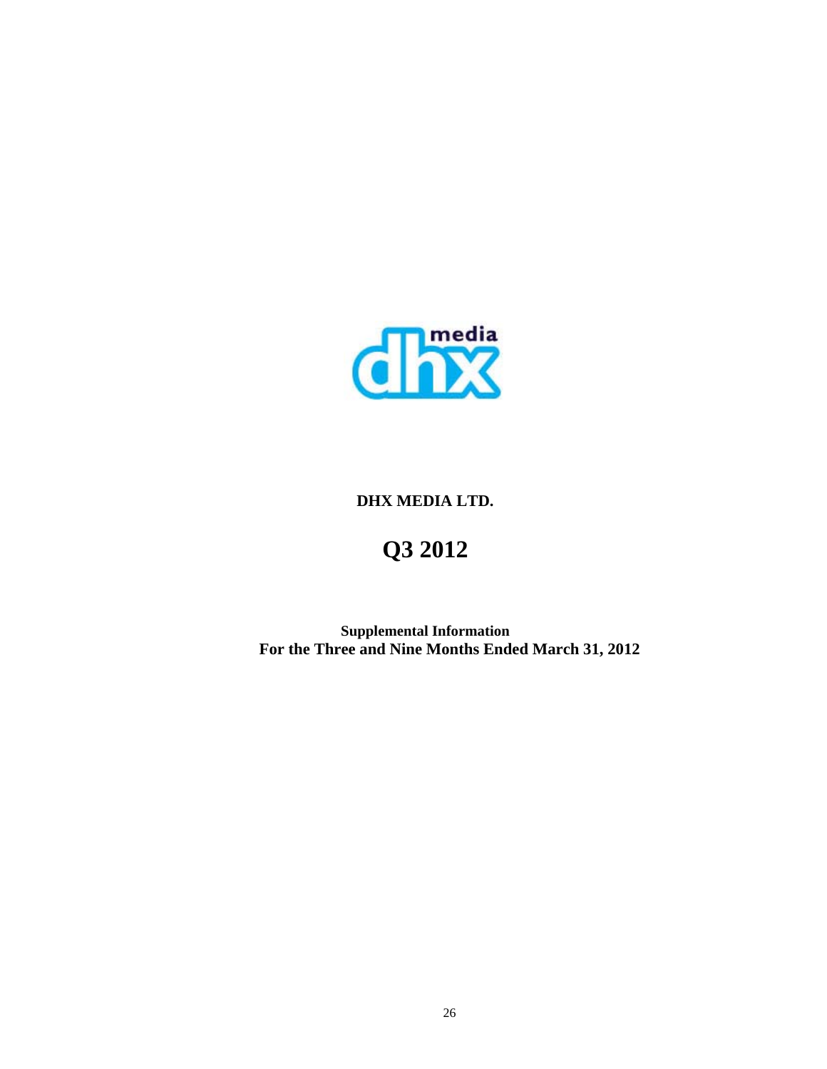# DHX MEDIA LTD.

# Q3 2012

**Supplemental Information**
**For the Three and Nine Months Ended March 31, 2012**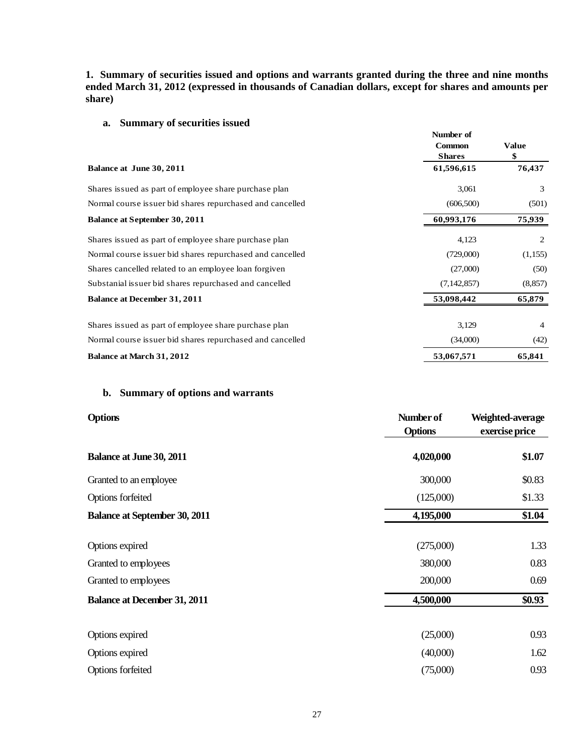**1. Summary of securities issued and options and warrants granted during the three and nine months ended March 31, 2012 (expressed in thousands of Canadian dollars, except for shares and amounts per share)**

**a. Summary of securities issued**

| | Number of Common Shares | Value $ |
|---|---|---|
| **Balance at June 30, 2011** | **61,596,615** | **76,437** |
| Shares issued as part of employee share purchase plan | 3,061 | 3 |
| Normal course issuer bid shares repurchased and cancelled | (606,500) | (501) |
| **Balance at September 30, 2011** | **60,993,176** | **75,939** |
| Shares issued as part of employee share purchase plan | 4,123 | 2 |
| Normal course issuer bid shares repurchased and cancelled | (729,000) | (1,155) |
| Shares cancelled related to an employee loan forgiven | (27,000) | (50) |
| Substanial issuer bid shares repurchased and cancelled | (7,142,857) | (8,857) |
| **Balance at December 31, 2011** | **53,098,442** | **65,879** |
| Shares issued as part of employee share purchase plan | 3,129 | 4 |
| Normal course issuer bid shares repurchased and cancelled | (34,000) | (42) |
| **Balance at March 31, 2012** | **53,067,571** | **65,841** |

**b. Summary of options and warrants**

| **Options** | **Number of Options** | **Weighted-average exercise price** |
|---|---|---|
| **Balance at June 30, 2011** | **4,020,000** | **$1.07** |
| Granted to an employee | 300,000 | $0.83 |
| Options forfeited | (125,000) | $1.33 |
| **Balance at September 30, 2011** | **4,195,000** | **$1.04** |
| Options expired | (275,000) | 1.33 |
| Granted to employees | 380,000 | 0.83 |
| Granted to employees | 200,000 | 0.69 |
| **Balance at December 31, 2011** | **4,500,000** | **$0.93** |
| Options expired | (25,000) | 0.93 |
| Options expired | (40,000) | 1.62 |
| Options forfeited | (75,000) | 0.93 |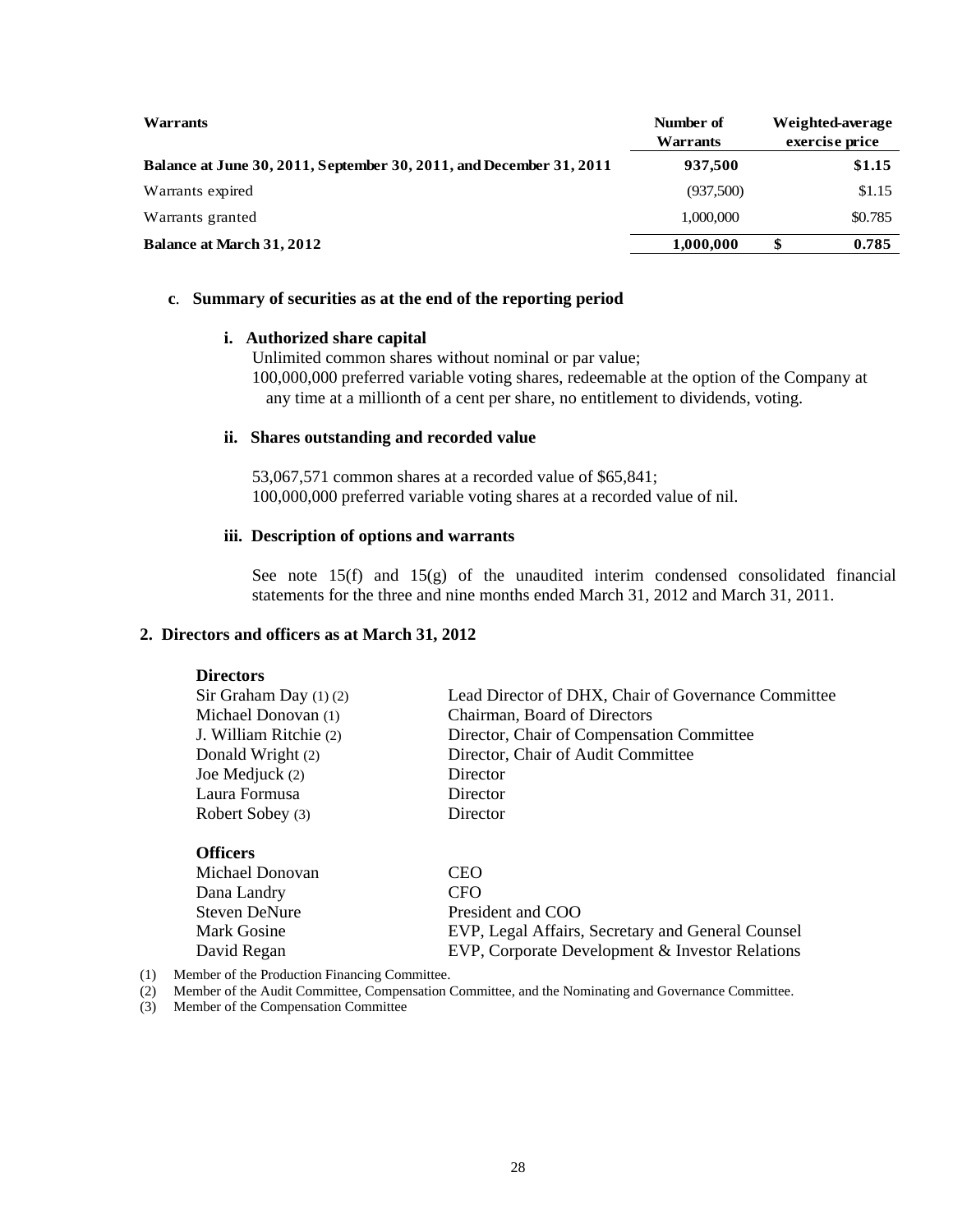| Warrants | Number of Warrants | Weighted-average exercise price |
|---|---|---|
| **Balance at June 30, 2011, September 30, 2011, and December 31, 2011** | **937,500** | **$1.15** |
| Warrants expired | (937,500) | $1.15 |
| Warrants granted | 1,000,000 | $0.785 |
| **Balance at March 31, 2012** | **1,000,000** | **$ 0.785** |

**c. Summary of securities as at the end of the reporting period**

**i. Authorized share capital**

Unlimited common shares without nominal or par value;
100,000,000 preferred variable voting shares, redeemable at the option of the Company at any time at a millionth of a cent per share, no entitlement to dividends, voting.

**ii. Shares outstanding and recorded value**

53,067,571 common shares at a recorded value of $65,841;
100,000,000 preferred variable voting shares at a recorded value of nil.

**iii. Description of options and warrants**

See note 15(f) and 15(g) of the unaudited interim condensed consolidated financial statements for the three and nine months ended March 31, 2012 and March 31, 2011.

## 2. Directors and officers as at March 31, 2012

**Directors**

| | |
|---|---|
| Sir Graham Day (1) (2) | Lead Director of DHX, Chair of Governance Committee |
| Michael Donovan (1) | Chairman, Board of Directors |
| J. William Ritchie (2) | Director, Chair of Compensation Committee |
| Donald Wright (2) | Director, Chair of Audit Committee |
| Joe Medjuck (2) | Director |
| Laura Formusa | Director |
| Robert Sobey (3) | Director |

**Officers**

| | |
|---|---|
| Michael Donovan | CEO |
| Dana Landry | CFO |
| Steven DeNure | President and COO |
| Mark Gosine | EVP, Legal Affairs, Secretary and General Counsel |
| David Regan | EVP, Corporate Development & Investor Relations |

(1) Member of the Production Financing Committee.
(2) Member of the Audit Committee, Compensation Committee, and the Nominating and Governance Committee.
(3) Member of the Compensation Committee